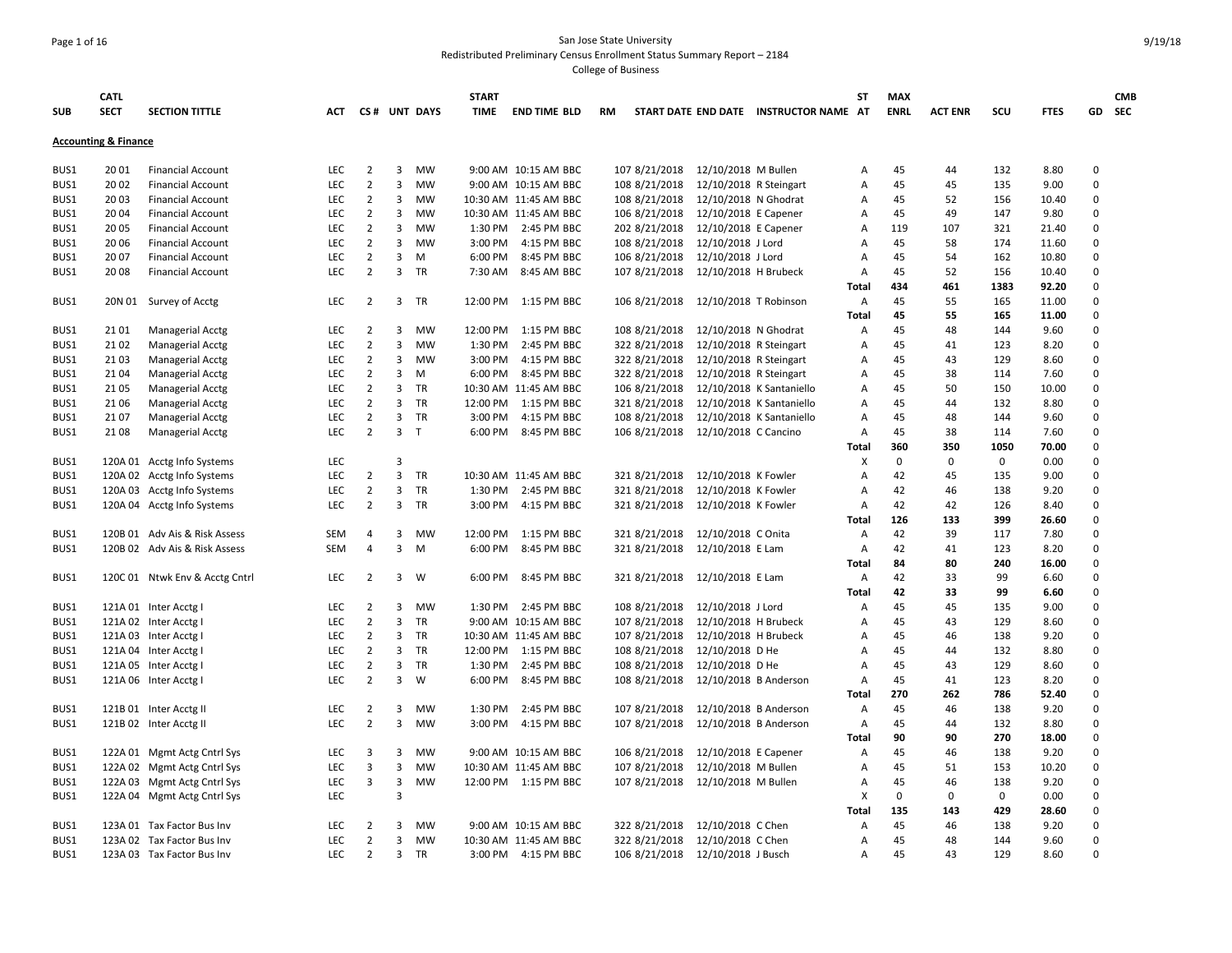San Jose State University

Redistributed Preliminary Census Enrollment Status Summary Report – 2184

College of Business

| SUB | CATL SECT | SECTION TITTLE | ACT | CS # | UNT | DAYS | START TIME | END TIME | BLD | RM | START DATE | END DATE | INSTRUCTOR NAME | ST AT | MAX ENRL | ACT ENR | SCU | FTES | GD | CMB SEC |
|---|---|---|---|---|---|---|---|---|---|---|---|---|---|---|---|---|---|---|---|---|
| **Accounting & Finance** | | | | | | | | | | | | | | | | | | | | |
| BUS1 | 20 01 | Financial Account | LEC | 2 | 3 | MW | 9:00 AM | 10:15 AM | BBC | 107 | 8/21/2018 | 12/10/2018 | M Bullen | A | 45 | 44 | 132 | 8.80 | 0 | |
| BUS1 | 20 02 | Financial Account | LEC | 2 | 3 | MW | 9:00 AM | 10:15 AM | BBC | 108 | 8/21/2018 | 12/10/2018 | R Steingart | A | 45 | 45 | 135 | 9.00 | 0 | |
| BUS1 | 20 03 | Financial Account | LEC | 2 | 3 | MW | 10:30 AM | 11:45 AM | BBC | 108 | 8/21/2018 | 12/10/2018 | N Ghodrat | A | 45 | 52 | 156 | 10.40 | 0 | |
| BUS1 | 20 04 | Financial Account | LEC | 2 | 3 | MW | 10:30 AM | 11:45 AM | BBC | 106 | 8/21/2018 | 12/10/2018 | E Capener | A | 45 | 49 | 147 | 9.80 | 0 | |
| BUS1 | 20 05 | Financial Account | LEC | 2 | 3 | MW | 1:30 PM | 2:45 PM | BBC | 202 | 8/21/2018 | 12/10/2018 | E Capener | A | 119 | 107 | 321 | 21.40 | 0 | |
| BUS1 | 20 06 | Financial Account | LEC | 2 | 3 | MW | 3:00 PM | 4:15 PM | BBC | 108 | 8/21/2018 | 12/10/2018 | J Lord | A | 45 | 58 | 174 | 11.60 | 0 | |
| BUS1 | 20 07 | Financial Account | LEC | 2 | 3 | M | 6:00 PM | 8:45 PM | BBC | 106 | 8/21/2018 | 12/10/2018 | J Lord | A | 45 | 54 | 162 | 10.80 | 0 | |
| BUS1 | 20 08 | Financial Account | LEC | 2 | 3 | TR | 7:30 AM | 8:45 AM | BBC | 107 | 8/21/2018 | 12/10/2018 | H Brubeck | A | 45 | 52 | 156 | 10.40 | 0 | |
| | | | | | | | | | | | | | | **Total** | **434** | **461** | **1383** | **92.20** | 0 | |
| BUS1 | 20N 01 | Survey of Acctg | LEC | 2 | 3 | TR | 12:00 PM | 1:15 PM | BBC | 106 | 8/21/2018 | 12/10/2018 | T Robinson | A | 45 | 55 | 165 | 11.00 | 0 | |
| | | | | | | | | | | | | | | **Total** | **45** | **55** | **165** | **11.00** | 0 | |
| BUS1 | 21 01 | Managerial Acctg | LEC | 2 | 3 | MW | 12:00 PM | 1:15 PM | BBC | 108 | 8/21/2018 | 12/10/2018 | N Ghodrat | A | 45 | 48 | 144 | 9.60 | 0 | |
| BUS1 | 21 02 | Managerial Acctg | LEC | 2 | 3 | MW | 1:30 PM | 2:45 PM | BBC | 322 | 8/21/2018 | 12/10/2018 | R Steingart | A | 45 | 41 | 123 | 8.20 | 0 | |
| BUS1 | 21 03 | Managerial Acctg | LEC | 2 | 3 | MW | 3:00 PM | 4:15 PM | BBC | 322 | 8/21/2018 | 12/10/2018 | R Steingart | A | 45 | 43 | 129 | 8.60 | 0 | |
| BUS1 | 21 04 | Managerial Acctg | LEC | 2 | 3 | M | 6:00 PM | 8:45 PM | BBC | 322 | 8/21/2018 | 12/10/2018 | R Steingart | A | 45 | 38 | 114 | 7.60 | 0 | |
| BUS1 | 21 05 | Managerial Acctg | LEC | 2 | 3 | TR | 10:30 AM | 11:45 AM | BBC | 106 | 8/21/2018 | 12/10/2018 | K Santaniello | A | 45 | 50 | 150 | 10.00 | 0 | |
| BUS1 | 21 06 | Managerial Acctg | LEC | 2 | 3 | TR | 12:00 PM | 1:15 PM | BBC | 321 | 8/21/2018 | 12/10/2018 | K Santaniello | A | 45 | 44 | 132 | 8.80 | 0 | |
| BUS1 | 21 07 | Managerial Acctg | LEC | 2 | 3 | TR | 3:00 PM | 4:15 PM | BBC | 108 | 8/21/2018 | 12/10/2018 | K Santaniello | A | 45 | 48 | 144 | 9.60 | 0 | |
| BUS1 | 21 08 | Managerial Acctg | LEC | 2 | 3 | T | 6:00 PM | 8:45 PM | BBC | 106 | 8/21/2018 | 12/10/2018 | C Cancino | A | 45 | 38 | 114 | 7.60 | 0 | |
| | | | | | | | | | | | | | | **Total** | **360** | **350** | **1050** | **70.00** | 0 | |
| BUS1 | 120A 01 | Acctg Info Systems | LEC | | 3 | | | | | | | | | X | 0 | 0 | 0 | 0.00 | 0 | |
| BUS1 | 120A 02 | Acctg Info Systems | LEC | 2 | 3 | TR | 10:30 AM | 11:45 AM | BBC | 321 | 8/21/2018 | 12/10/2018 | K Fowler | A | 42 | 45 | 135 | 9.00 | 0 | |
| BUS1 | 120A 03 | Acctg Info Systems | LEC | 2 | 3 | TR | 1:30 PM | 2:45 PM | BBC | 321 | 8/21/2018 | 12/10/2018 | K Fowler | A | 42 | 46 | 138 | 9.20 | 0 | |
| BUS1 | 120A 04 | Acctg Info Systems | LEC | 2 | 3 | TR | 3:00 PM | 4:15 PM | BBC | 321 | 8/21/2018 | 12/10/2018 | K Fowler | A | 42 | 42 | 126 | 8.40 | 0 | |
| | | | | | | | | | | | | | | **Total** | **126** | **133** | **399** | **26.60** | 0 | |
| BUS1 | 120B 01 | Adv Ais & Risk Assess | SEM | 4 | 3 | MW | 12:00 PM | 1:15 PM | BBC | 321 | 8/21/2018 | 12/10/2018 | C Onita | A | 42 | 39 | 117 | 7.80 | 0 | |
| BUS1 | 120B 02 | Adv Ais & Risk Assess | SEM | 4 | 3 | M | 6:00 PM | 8:45 PM | BBC | 321 | 8/21/2018 | 12/10/2018 | E Lam | A | 42 | 41 | 123 | 8.20 | 0 | |
| | | | | | | | | | | | | | | **Total** | **84** | **80** | **240** | **16.00** | 0 | |
| BUS1 | 120C 01 | Ntwk Env & Acctg Cntrl | LEC | 2 | 3 | W | 6:00 PM | 8:45 PM | BBC | 321 | 8/21/2018 | 12/10/2018 | E Lam | A | 42 | 33 | 99 | 6.60 | 0 | |
| | | | | | | | | | | | | | | **Total** | **42** | **33** | **99** | **6.60** | 0 | |
| BUS1 | 121A 01 | Inter Acctg I | LEC | 2 | 3 | MW | 1:30 PM | 2:45 PM | BBC | 108 | 8/21/2018 | 12/10/2018 | J Lord | A | 45 | 45 | 135 | 9.00 | 0 | |
| BUS1 | 121A 02 | Inter Acctg I | LEC | 2 | 3 | TR | 9:00 AM | 10:15 AM | BBC | 107 | 8/21/2018 | 12/10/2018 | H Brubeck | A | 45 | 43 | 129 | 8.60 | 0 | |
| BUS1 | 121A 03 | Inter Acctg I | LEC | 2 | 3 | TR | 10:30 AM | 11:45 AM | BBC | 107 | 8/21/2018 | 12/10/2018 | H Brubeck | A | 45 | 46 | 138 | 9.20 | 0 | |
| BUS1 | 121A 04 | Inter Acctg I | LEC | 2 | 3 | TR | 12:00 PM | 1:15 PM | BBC | 108 | 8/21/2018 | 12/10/2018 | D He | A | 45 | 44 | 132 | 8.80 | 0 | |
| BUS1 | 121A 05 | Inter Acctg I | LEC | 2 | 3 | TR | 1:30 PM | 2:45 PM | BBC | 108 | 8/21/2018 | 12/10/2018 | D He | A | 45 | 43 | 129 | 8.60 | 0 | |
| BUS1 | 121A 06 | Inter Acctg I | LEC | 2 | 3 | W | 6:00 PM | 8:45 PM | BBC | 108 | 8/21/2018 | 12/10/2018 | B Anderson | A | 45 | 41 | 123 | 8.20 | 0 | |
| | | | | | | | | | | | | | | **Total** | **270** | **262** | **786** | **52.40** | 0 | |
| BUS1 | 121B 01 | Inter Acctg II | LEC | 2 | 3 | MW | 1:30 PM | 2:45 PM | BBC | 107 | 8/21/2018 | 12/10/2018 | B Anderson | A | 45 | 46 | 138 | 9.20 | 0 | |
| BUS1 | 121B 02 | Inter Acctg II | LEC | 2 | 3 | MW | 3:00 PM | 4:15 PM | BBC | 107 | 8/21/2018 | 12/10/2018 | B Anderson | A | 45 | 44 | 132 | 8.80 | 0 | |
| | | | | | | | | | | | | | | **Total** | **90** | **90** | **270** | **18.00** | 0 | |
| BUS1 | 122A 01 | Mgmt Actg Cntrl Sys | LEC | 3 | 3 | MW | 9:00 AM | 10:15 AM | BBC | 106 | 8/21/2018 | 12/10/2018 | E Capener | A | 45 | 46 | 138 | 9.20 | 0 | |
| BUS1 | 122A 02 | Mgmt Actg Cntrl Sys | LEC | 3 | 3 | MW | 10:30 AM | 11:45 AM | BBC | 107 | 8/21/2018 | 12/10/2018 | M Bullen | A | 45 | 51 | 153 | 10.20 | 0 | |
| BUS1 | 122A 03 | Mgmt Actg Cntrl Sys | LEC | 3 | 3 | MW | 12:00 PM | 1:15 PM | BBC | 107 | 8/21/2018 | 12/10/2018 | M Bullen | A | 45 | 46 | 138 | 9.20 | 0 | |
| BUS1 | 122A 04 | Mgmt Actg Cntrl Sys | LEC | | 3 | | | | | | | | | X | 0 | 0 | 0 | 0.00 | 0 | |
| | | | | | | | | | | | | | | **Total** | **135** | **143** | **429** | **28.60** | 0 | |
| BUS1 | 123A 01 | Tax Factor Bus Inv | LEC | 2 | 3 | MW | 9:00 AM | 10:15 AM | BBC | 322 | 8/21/2018 | 12/10/2018 | C Chen | A | 45 | 46 | 138 | 9.20 | 0 | |
| BUS1 | 123A 02 | Tax Factor Bus Inv | LEC | 2 | 3 | MW | 10:30 AM | 11:45 AM | BBC | 322 | 8/21/2018 | 12/10/2018 | C Chen | A | 45 | 48 | 144 | 9.60 | 0 | |
| BUS1 | 123A 03 | Tax Factor Bus Inv | LEC | 2 | 3 | TR | 3:00 PM | 4:15 PM | BBC | 106 | 8/21/2018 | 12/10/2018 | J Busch | A | 45 | 43 | 129 | 8.60 | 0 | |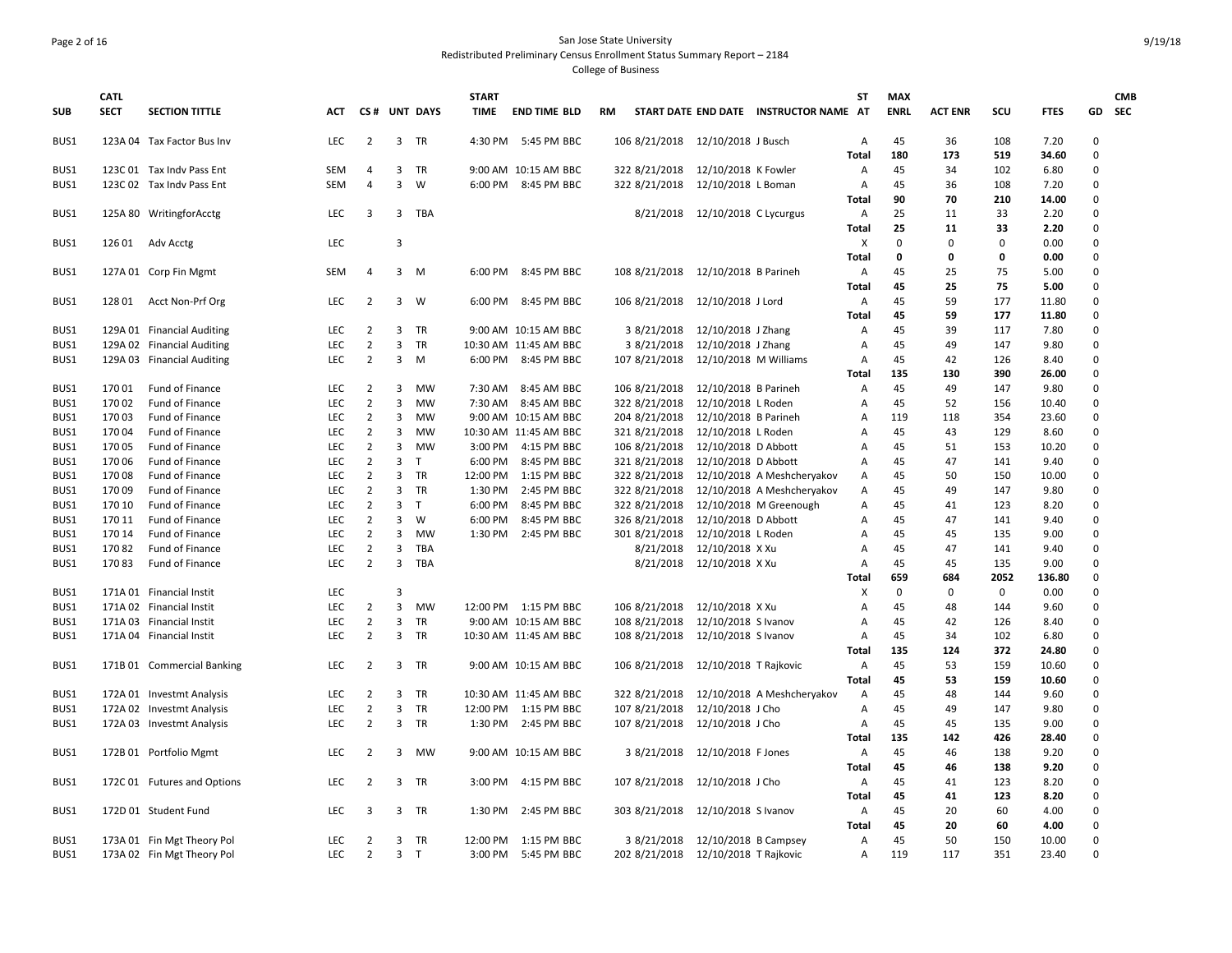San Jose State University

Redistributed Preliminary Census Enrollment Status Summary Report – 2184

College of Business

| SUB | CATL SECT | SECTION TITTLE | ACT | CS # | UNT | DAYS | START TIME | END TIME | BLD | RM | START DATE | END DATE | INSTRUCTOR NAME | ST AT | MAX ENRL | ACT ENR | SCU | FTES | GD | CMB SEC |
|---|---|---|---|---|---|---|---|---|---|---|---|---|---|---|---|---|---|---|---|---|
| BUS1 | 123A 04 | Tax Factor Bus Inv | LEC | 2 | 3 | TR | 4:30 PM | 5:45 PM | BBC | 106 | 8/21/2018 | 12/10/2018 | J Busch | A | 45 | 36 | 108 | 7.20 | 0 | |
| | | | | | | | | | | | | | | Total | 180 | 173 | 519 | 34.60 | 0 | |
| BUS1 | 123C 01 | Tax Indv Pass Ent | SEM | 4 | 3 | TR | 9:00 AM | 10:15 AM | BBC | 322 | 8/21/2018 | 12/10/2018 | K Fowler | A | 45 | 34 | 102 | 6.80 | 0 | |
| BUS1 | 123C 02 | Tax Indv Pass Ent | SEM | 4 | 3 | W | 6:00 PM | 8:45 PM | BBC | 322 | 8/21/2018 | 12/10/2018 | L Boman | A | 45 | 36 | 108 | 7.20 | 0 | |
| | | | | | | | | | | | | | | Total | 90 | 70 | 210 | 14.00 | 0 | |
| BUS1 | 125A 80 | WritingforAcctg | LEC | 3 | 3 | TBA | | | | | 8/21/2018 | 12/10/2018 | C Lycurgus | A | 25 | 11 | 33 | 2.20 | 0 | |
| | | | | | | | | | | | | | | Total | 25 | 11 | 33 | 2.20 | 0 | |
| BUS1 | 126 01 | Adv Acctg | LEC | | 3 | | | | | | | | | X | 0 | 0 | 0 | 0.00 | 0 | |
| | | | | | | | | | | | | | | Total | 0 | 0 | 0 | 0.00 | 0 | |
| BUS1 | 127A 01 | Corp Fin Mgmt | SEM | 4 | 3 | M | 6:00 PM | 8:45 PM | BBC | 108 | 8/21/2018 | 12/10/2018 | B Parineh | A | 45 | 25 | 75 | 5.00 | 0 | |
| | | | | | | | | | | | | | | Total | 45 | 25 | 75 | 5.00 | 0 | |
| BUS1 | 128 01 | Acct Non-Prf Org | LEC | 2 | 3 | W | 6:00 PM | 8:45 PM | BBC | 106 | 8/21/2018 | 12/10/2018 | J Lord | A | 45 | 59 | 177 | 11.80 | 0 | |
| | | | | | | | | | | | | | | Total | 45 | 59 | 177 | 11.80 | 0 | |
| BUS1 | 129A 01 | Financial Auditing | LEC | 2 | 3 | TR | 9:00 AM | 10:15 AM | BBC | 3 | 8/21/2018 | 12/10/2018 | J Zhang | A | 45 | 39 | 117 | 7.80 | 0 | |
| BUS1 | 129A 02 | Financial Auditing | LEC | 2 | 3 | TR | 10:30 AM | 11:45 AM | BBC | 3 | 8/21/2018 | 12/10/2018 | J Zhang | A | 45 | 49 | 147 | 9.80 | 0 | |
| BUS1 | 129A 03 | Financial Auditing | LEC | 2 | 3 | M | 6:00 PM | 8:45 PM | BBC | 107 | 8/21/2018 | 12/10/2018 | M Williams | A | 45 | 42 | 126 | 8.40 | 0 | |
| | | | | | | | | | | | | | | Total | 135 | 130 | 390 | 26.00 | 0 | |
| BUS1 | 170 01 | Fund of Finance | LEC | 2 | 3 | MW | 7:30 AM | 8:45 AM | BBC | 106 | 8/21/2018 | 12/10/2018 | B Parineh | A | 45 | 49 | 147 | 9.80 | 0 | |
| BUS1 | 170 02 | Fund of Finance | LEC | 2 | 3 | MW | 7:30 AM | 8:45 AM | BBC | 322 | 8/21/2018 | 12/10/2018 | L Roden | A | 45 | 52 | 156 | 10.40 | 0 | |
| BUS1 | 170 03 | Fund of Finance | LEC | 2 | 3 | MW | 9:00 AM | 10:15 AM | BBC | 204 | 8/21/2018 | 12/10/2018 | B Parineh | A | 119 | 118 | 354 | 23.60 | 0 | |
| BUS1 | 170 04 | Fund of Finance | LEC | 2 | 3 | MW | 10:30 AM | 11:45 AM | BBC | 321 | 8/21/2018 | 12/10/2018 | L Roden | A | 45 | 43 | 129 | 8.60 | 0 | |
| BUS1 | 170 05 | Fund of Finance | LEC | 2 | 3 | MW | 3:00 PM | 4:15 PM | BBC | 106 | 8/21/2018 | 12/10/2018 | D Abbott | A | 45 | 51 | 153 | 10.20 | 0 | |
| BUS1 | 170 06 | Fund of Finance | LEC | 2 | 3 | T | 6:00 PM | 8:45 PM | BBC | 321 | 8/21/2018 | 12/10/2018 | D Abbott | A | 45 | 47 | 141 | 9.40 | 0 | |
| BUS1 | 170 08 | Fund of Finance | LEC | 2 | 3 | TR | 12:00 PM | 1:15 PM | BBC | 322 | 8/21/2018 | 12/10/2018 | A Meshcheryakov | A | 45 | 50 | 150 | 10.00 | 0 | |
| BUS1 | 170 09 | Fund of Finance | LEC | 2 | 3 | TR | 1:30 PM | 2:45 PM | BBC | 322 | 8/21/2018 | 12/10/2018 | A Meshcheryakov | A | 45 | 49 | 147 | 9.80 | 0 | |
| BUS1 | 170 10 | Fund of Finance | LEC | 2 | 3 | T | 6:00 PM | 8:45 PM | BBC | 322 | 8/21/2018 | 12/10/2018 | M Greenough | A | 45 | 41 | 123 | 8.20 | 0 | |
| BUS1 | 170 11 | Fund of Finance | LEC | 2 | 3 | W | 6:00 PM | 8:45 PM | BBC | 326 | 8/21/2018 | 12/10/2018 | D Abbott | A | 45 | 47 | 141 | 9.40 | 0 | |
| BUS1 | 170 14 | Fund of Finance | LEC | 2 | 3 | MW | 1:30 PM | 2:45 PM | BBC | 301 | 8/21/2018 | 12/10/2018 | L Roden | A | 45 | 45 | 135 | 9.00 | 0 | |
| BUS1 | 170 82 | Fund of Finance | LEC | 2 | 3 | TBA | | | | | 8/21/2018 | 12/10/2018 | X Xu | A | 45 | 47 | 141 | 9.40 | 0 | |
| BUS1 | 170 83 | Fund of Finance | LEC | 2 | 3 | TBA | | | | | 8/21/2018 | 12/10/2018 | X Xu | A | 45 | 45 | 135 | 9.00 | 0 | |
| | | | | | | | | | | | | | | Total | 659 | 684 | 2052 | 136.80 | 0 | |
| BUS1 | 171A 01 | Financial Instit | LEC | | 3 | | | | | | | | | X | 0 | 0 | 0 | 0.00 | 0 | |
| BUS1 | 171A 02 | Financial Instit | LEC | 2 | 3 | MW | 12:00 PM | 1:15 PM | BBC | 106 | 8/21/2018 | 12/10/2018 | X Xu | A | 45 | 48 | 144 | 9.60 | 0 | |
| BUS1 | 171A 03 | Financial Instit | LEC | 2 | 3 | TR | 9:00 AM | 10:15 AM | BBC | 108 | 8/21/2018 | 12/10/2018 | S Ivanov | A | 45 | 42 | 126 | 8.40 | 0 | |
| BUS1 | 171A 04 | Financial Instit | LEC | 2 | 3 | TR | 10:30 AM | 11:45 AM | BBC | 108 | 8/21/2018 | 12/10/2018 | S Ivanov | A | 45 | 34 | 102 | 6.80 | 0 | |
| | | | | | | | | | | | | | | Total | 135 | 124 | 372 | 24.80 | 0 | |
| BUS1 | 171B 01 | Commercial Banking | LEC | 2 | 3 | TR | 9:00 AM | 10:15 AM | BBC | 106 | 8/21/2018 | 12/10/2018 | T Rajkovic | A | 45 | 53 | 159 | 10.60 | 0 | |
| | | | | | | | | | | | | | | Total | 45 | 53 | 159 | 10.60 | 0 | |
| BUS1 | 172A 01 | Investmt Analysis | LEC | 2 | 3 | TR | 10:30 AM | 11:45 AM | BBC | 322 | 8/21/2018 | 12/10/2018 | A Meshcheryakov | A | 45 | 48 | 144 | 9.60 | 0 | |
| BUS1 | 172A 02 | Investmt Analysis | LEC | 2 | 3 | TR | 12:00 PM | 1:15 PM | BBC | 107 | 8/21/2018 | 12/10/2018 | J Cho | A | 45 | 49 | 147 | 9.80 | 0 | |
| BUS1 | 172A 03 | Investmt Analysis | LEC | 2 | 3 | TR | 1:30 PM | 2:45 PM | BBC | 107 | 8/21/2018 | 12/10/2018 | J Cho | A | 45 | 45 | 135 | 9.00 | 0 | |
| | | | | | | | | | | | | | | Total | 135 | 142 | 426 | 28.40 | 0 | |
| BUS1 | 172B 01 | Portfolio Mgmt | LEC | 2 | 3 | MW | 9:00 AM | 10:15 AM | BBC | 3 | 8/21/2018 | 12/10/2018 | F Jones | A | 45 | 46 | 138 | 9.20 | 0 | |
| | | | | | | | | | | | | | | Total | 45 | 46 | 138 | 9.20 | 0 | |
| BUS1 | 172C 01 | Futures and Options | LEC | 2 | 3 | TR | 3:00 PM | 4:15 PM | BBC | 107 | 8/21/2018 | 12/10/2018 | J Cho | A | 45 | 41 | 123 | 8.20 | 0 | |
| | | | | | | | | | | | | | | Total | 45 | 41 | 123 | 8.20 | 0 | |
| BUS1 | 172D 01 | Student Fund | LEC | 3 | 3 | TR | 1:30 PM | 2:45 PM | BBC | 303 | 8/21/2018 | 12/10/2018 | S Ivanov | A | 45 | 20 | 60 | 4.00 | 0 | |
| | | | | | | | | | | | | | | Total | 45 | 20 | 60 | 4.00 | 0 | |
| BUS1 | 173A 01 | Fin Mgt Theory Pol | LEC | 2 | 3 | TR | 12:00 PM | 1:15 PM | BBC | 3 | 8/21/2018 | 12/10/2018 | B Campsey | A | 45 | 50 | 150 | 10.00 | 0 | |
| BUS1 | 173A 02 | Fin Mgt Theory Pol | LEC | 2 | 3 | T | 3:00 PM | 5:45 PM | BBC | 202 | 8/21/2018 | 12/10/2018 | T Rajkovic | A | 119 | 117 | 351 | 23.40 | 0 | |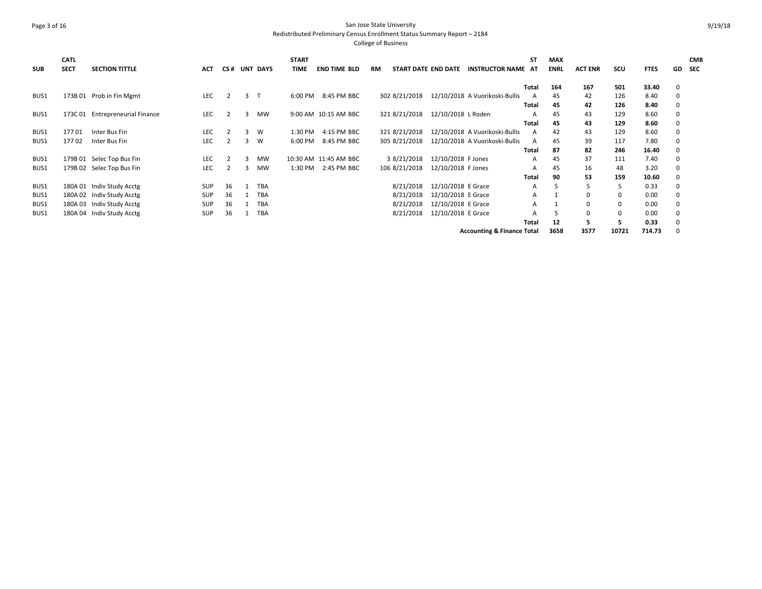San Jose State University

Redistributed Preliminary Census Enrollment Status Summary Report – 2184

College of Business

| SUB | CATL SECT | SECTION TITTLE | ACT | CS # | UNT | DAYS | START TIME | END TIME | BLD | RM | START DATE | END DATE | INSTRUCTOR NAME | ST AT | MAX ENRL | ACT ENR | SCU | FTES | GD | CMB SEC |
|---|---|---|---|---|---|---|---|---|---|---|---|---|---|---|---|---|---|---|---|---|
| | | | | | | | | | | | | | | **Total** | **164** | **167** | **501** | **33.40** | 0 | |
| BUS1 | 173B 01 | Prob in Fin Mgmt | LEC | 2 | 3 | T | 6:00 PM | 8:45 PM | BBC | 302 | 8/21/2018 | 12/10/2018 | A Vuorikoski-Bullis | A | 45 | 42 | 126 | 8.40 | 0 | |
| | | | | | | | | | | | | | | **Total** | **45** | **42** | **126** | **8.40** | 0 | |
| BUS1 | 173C 01 | Entrepreneurial Finance | LEC | 2 | 3 | MW | 9:00 AM | 10:15 AM | BBC | 321 | 8/21/2018 | 12/10/2018 | L Roden | A | 45 | 43 | 129 | 8.60 | 0 | |
| | | | | | | | | | | | | | | **Total** | **45** | **43** | **129** | **8.60** | 0 | |
| BUS1 | 177 01 | Inter Bus Fin | LEC | 2 | 3 | W | 1:30 PM | 4:15 PM | BBC | 321 | 8/21/2018 | 12/10/2018 | A Vuorikoski-Bullis | A | 42 | 43 | 129 | 8.60 | 0 | |
| BUS1 | 177 02 | Inter Bus Fin | LEC | 2 | 3 | W | 6:00 PM | 8:45 PM | BBC | 305 | 8/21/2018 | 12/10/2018 | A Vuorikoski-Bullis | A | 45 | 39 | 117 | 7.80 | 0 | |
| | | | | | | | | | | | | | | **Total** | **87** | **82** | **246** | **16.40** | 0 | |
| BUS1 | 179B 01 | Selec Top Bus Fin | LEC | 2 | 3 | MW | 10:30 AM | 11:45 AM | BBC | 3 | 8/21/2018 | 12/10/2018 | F Jones | A | 45 | 37 | 111 | 7.40 | 0 | |
| BUS1 | 179B 02 | Selec Top Bus Fin | LEC | 2 | 3 | MW | 1:30 PM | 2:45 PM | BBC | 106 | 8/21/2018 | 12/10/2018 | F Jones | A | 45 | 16 | 48 | 3.20 | 0 | |
| | | | | | | | | | | | | | | **Total** | **90** | **53** | **159** | **10.60** | 0 | |
| BUS1 | 180A 01 | Indiv Study Acctg | SUP | 36 | 1 | TBA | | | | | 8/21/2018 | 12/10/2018 | E Grace | A | 5 | 5 | 5 | 0.33 | 0 | |
| BUS1 | 180A 02 | Indiv Study Acctg | SUP | 36 | 1 | TBA | | | | | 8/21/2018 | 12/10/2018 | E Grace | A | 1 | 0 | 0 | 0.00 | 0 | |
| BUS1 | 180A 03 | Indiv Study Acctg | SUP | 36 | 1 | TBA | | | | | 8/21/2018 | 12/10/2018 | E Grace | A | 1 | 0 | 0 | 0.00 | 0 | |
| BUS1 | 180A 04 | Indiv Study Acctg | SUP | 36 | 1 | TBA | | | | | 8/21/2018 | 12/10/2018 | E Grace | A | 5 | 0 | 0 | 0.00 | 0 | |
| | | | | | | | | | | | | | | **Total** | **12** | **5** | **5** | **0.33** | 0 | |
| | | | | | | | | | | | | | **Accounting & Finance Total** | | **3658** | **3577** | **10721** | **714.73** | 0 | |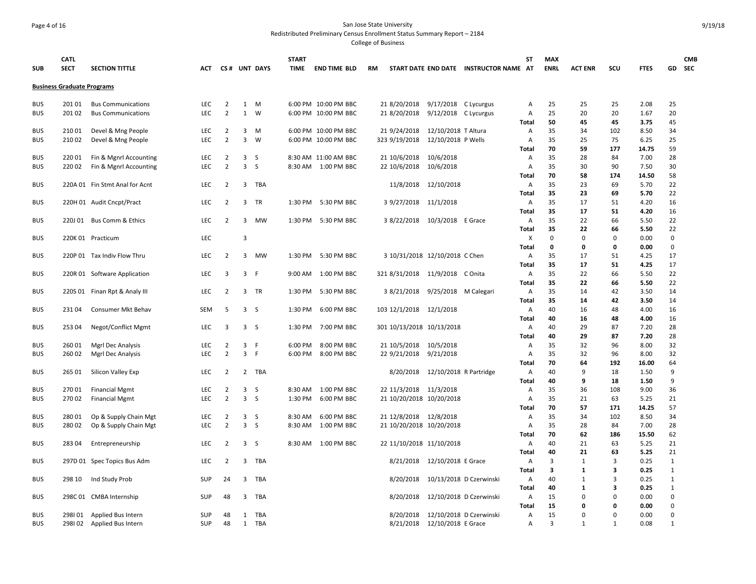San Jose State University

Redistributed Preliminary Census Enrollment Status Summary Report – 2184

College of Business

| SUB | CATL SECT | SECTION TITTLE | ACT | CS # | UNT | DAYS | START TIME | END TIME | BLD | RM | START DATE | END DATE | INSTRUCTOR NAME | ST AT | MAX ENRL | ACT ENR | SCU | FTES | GD | CMB SEC |
|---|---|---|---|---|---|---|---|---|---|---|---|---|---|---|---|---|---|---|---|---|
| **Business Graduate Programs** | | | | | | | | | | | | | | | | | | | | |
| BUS | 201 01 | Bus Communications | LEC | 2 | 1 | M | 6:00 PM | 10:00 PM | BBC | 21 | 8/20/2018 | 9/17/2018 | C Lycurgus | A | 25 | 25 | 25 | 2.08 | 25 | |
| BUS | 201 02 | Bus Communications | LEC | 2 | 1 | W | 6:00 PM | 10:00 PM | BBC | 21 | 8/20/2018 | 9/12/2018 | C Lycurgus | A | 25 | 20 | 20 | 1.67 | 20 | |
| | | | | | | | | | | | | | | **Total** | **50** | **45** | **45** | **3.75** | 45 | |
| BUS | 210 01 | Devel & Mng People | LEC | 2 | 3 | M | 6:00 PM | 10:00 PM | BBC | 21 | 9/24/2018 | 12/10/2018 | T Altura | A | 35 | 34 | 102 | 8.50 | 34 | |
| BUS | 210 02 | Devel & Mng People | LEC | 2 | 3 | W | 6:00 PM | 10:00 PM | BBC | 323 | 9/19/2018 | 12/10/2018 | P Wells | A | 35 | 25 | 75 | 6.25 | 25 | |
| | | | | | | | | | | | | | | **Total** | **70** | **59** | **177** | **14.75** | 59 | |
| BUS | 220 01 | Fin & Mgnrl Accounting | LEC | 2 | 3 | S | 8:30 AM | 11:00 AM | BBC | 21 | 10/6/2018 | 10/6/2018 | | A | 35 | 28 | 84 | 7.00 | 28 | |
| BUS | 220 02 | Fin & Mgnrl Accounting | LEC | 2 | 3 | S | 8:30 AM | 1:00 PM | BBC | 22 | 10/6/2018 | 10/6/2018 | | A | 35 | 30 | 90 | 7.50 | 30 | |
| | | | | | | | | | | | | | | **Total** | **70** | **58** | **174** | **14.50** | 58 | |
| BUS | 220A 01 | Fin Stmt Anal for Acnt | LEC | 2 | 3 | TBA | | | | | 11/8/2018 | 12/10/2018 | | A | 35 | 23 | 69 | 5.70 | 22 | |
| | | | | | | | | | | | | | | **Total** | **35** | **23** | **69** | **5.70** | 22 | |
| BUS | 220H 01 | Audit Cncpt/Pract | LEC | 2 | 3 | TR | 1:30 PM | 5:30 PM | BBC | 3 | 9/27/2018 | 11/1/2018 | | A | 35 | 17 | 51 | 4.20 | 16 | |
| | | | | | | | | | | | | | | **Total** | **35** | **17** | **51** | **4.20** | 16 | |
| BUS | 220J 01 | Bus Comm & Ethics | LEC | 2 | 3 | MW | 1:30 PM | 5:30 PM | BBC | 3 | 8/22/2018 | 10/3/2018 | E Grace | A | 35 | 22 | 66 | 5.50 | 22 | |
| | | | | | | | | | | | | | | **Total** | **35** | **22** | **66** | **5.50** | 22 | |
| BUS | 220K 01 | Practicum | LEC | | 3 | | | | | | | | | X | 0 | 0 | 0 | 0.00 | 0 | |
| | | | | | | | | | | | | | | **Total** | **0** | **0** | **0** | **0.00** | 0 | |
| BUS | 220P 01 | Tax Indiv Flow Thru | LEC | 2 | 3 | MW | 1:30 PM | 5:30 PM | BBC | 3 | 10/31/2018 | 12/10/2018 | C Chen | A | 35 | 17 | 51 | 4.25 | 17 | |
| | | | | | | | | | | | | | | **Total** | **35** | **17** | **51** | **4.25** | 17 | |
| BUS | 220R 01 | Software Application | LEC | 3 | 3 | F | 9:00 AM | 1:00 PM | BBC | 321 | 8/31/2018 | 11/9/2018 | C Onita | A | 35 | 22 | 66 | 5.50 | 22 | |
| | | | | | | | | | | | | | | **Total** | **35** | **22** | **66** | **5.50** | 22 | |
| BUS | 220S 01 | Finan Rpt & Analy III | LEC | 2 | 3 | TR | 1:30 PM | 5:30 PM | BBC | 3 | 8/21/2018 | 9/25/2018 | M Calegari | A | 35 | 14 | 42 | 3.50 | 14 | |
| | | | | | | | | | | | | | | **Total** | **35** | **14** | **42** | **3.50** | 14 | |
| BUS | 231 04 | Consumer Mkt Behav | SEM | 5 | 3 | S | 1:30 PM | 6:00 PM | BBC | 103 | 12/1/2018 | 12/1/2018 | | A | 40 | 16 | 48 | 4.00 | 16 | |
| | | | | | | | | | | | | | | **Total** | **40** | **16** | **48** | **4.00** | 16 | |
| BUS | 253 04 | Negot/Conflict Mgmt | LEC | 3 | 3 | S | 1:30 PM | 7:00 PM | BBC | 301 | 10/13/2018 | 10/13/2018 | | A | 40 | 29 | 87 | 7.20 | 28 | |
| | | | | | | | | | | | | | | **Total** | **40** | **29** | **87** | **7.20** | 28 | |
| BUS | 260 01 | Mgrl Dec Analysis | LEC | 2 | 3 | F | 6:00 PM | 8:00 PM | BBC | 21 | 10/5/2018 | 10/5/2018 | | A | 35 | 32 | 96 | 8.00 | 32 | |
| BUS | 260 02 | Mgrl Dec Analysis | LEC | 2 | 3 | F | 6:00 PM | 8:00 PM | BBC | 22 | 9/21/2018 | 9/21/2018 | | A | 35 | 32 | 96 | 8.00 | 32 | |
| | | | | | | | | | | | | | | **Total** | **70** | **64** | **192** | **16.00** | 64 | |
| BUS | 265 01 | Silicon Valley Exp | LEC | 2 | 2 | TBA | | | | | 8/20/2018 | 12/10/2018 | R Partridge | A | 40 | 9 | 18 | 1.50 | 9 | |
| | | | | | | | | | | | | | | **Total** | **40** | **9** | **18** | **1.50** | 9 | |
| BUS | 270 01 | Financial Mgmt | LEC | 2 | 3 | S | 8:30 AM | 1:00 PM | BBC | 22 | 11/3/2018 | 11/3/2018 | | A | 35 | 36 | 108 | 9.00 | 36 | |
| BUS | 270 02 | Financial Mgmt | LEC | 2 | 3 | S | 1:30 PM | 6:00 PM | BBC | 21 | 10/20/2018 | 10/20/2018 | | A | 35 | 21 | 63 | 5.25 | 21 | |
| | | | | | | | | | | | | | | **Total** | **70** | **57** | **171** | **14.25** | 57 | |
| BUS | 280 01 | Op & Supply Chain Mgt | LEC | 2 | 3 | S | 8:30 AM | 6:00 PM | BBC | 21 | 12/8/2018 | 12/8/2018 | | A | 35 | 34 | 102 | 8.50 | 34 | |
| BUS | 280 02 | Op & Supply Chain Mgt | LEC | 2 | 3 | S | 8:30 AM | 1:00 PM | BBC | 21 | 10/20/2018 | 10/20/2018 | | A | 35 | 28 | 84 | 7.00 | 28 | |
| | | | | | | | | | | | | | | **Total** | **70** | **62** | **186** | **15.50** | 62 | |
| BUS | 283 04 | Entrepreneurship | LEC | 2 | 3 | S | 8:30 AM | 1:00 PM | BBC | 22 | 11/10/2018 | 11/10/2018 | | A | 40 | 21 | 63 | 5.25 | 21 | |
| | | | | | | | | | | | | | | **Total** | **40** | **21** | **63** | **5.25** | 21 | |
| BUS | 297D 01 | Spec Topics Bus Adm | LEC | 2 | 3 | TBA | | | | | 8/21/2018 | 12/10/2018 | E Grace | A | 3 | 1 | 3 | 0.25 | 1 | |
| | | | | | | | | | | | | | | **Total** | **3** | **1** | **3** | **0.25** | 1 | |
| BUS | 298 10 | Ind Study Prob | SUP | 24 | 3 | TBA | | | | | 8/20/2018 | 10/13/2018 | D Czerwinski | A | 40 | 1 | 3 | 0.25 | 1 | |
| | | | | | | | | | | | | | | **Total** | **40** | **1** | **3** | **0.25** | 1 | |
| BUS | 298C 01 | CMBA Internship | SUP | 48 | 3 | TBA | | | | | 8/20/2018 | 12/10/2018 | D Czerwinski | A | 15 | 0 | 0 | 0.00 | 0 | |
| | | | | | | | | | | | | | | **Total** | **15** | **0** | **0** | **0.00** | 0 | |
| BUS | 298I 01 | Applied Bus Intern | SUP | 48 | 1 | TBA | | | | | 8/20/2018 | 12/10/2018 | D Czerwinski | A | 15 | 0 | 0 | 0.00 | 0 | |
| BUS | 298I 02 | Applied Bus Intern | SUP | 48 | 1 | TBA | | | | | 8/21/2018 | 12/10/2018 | E Grace | A | 3 | 1 | 1 | 0.08 | 1 | |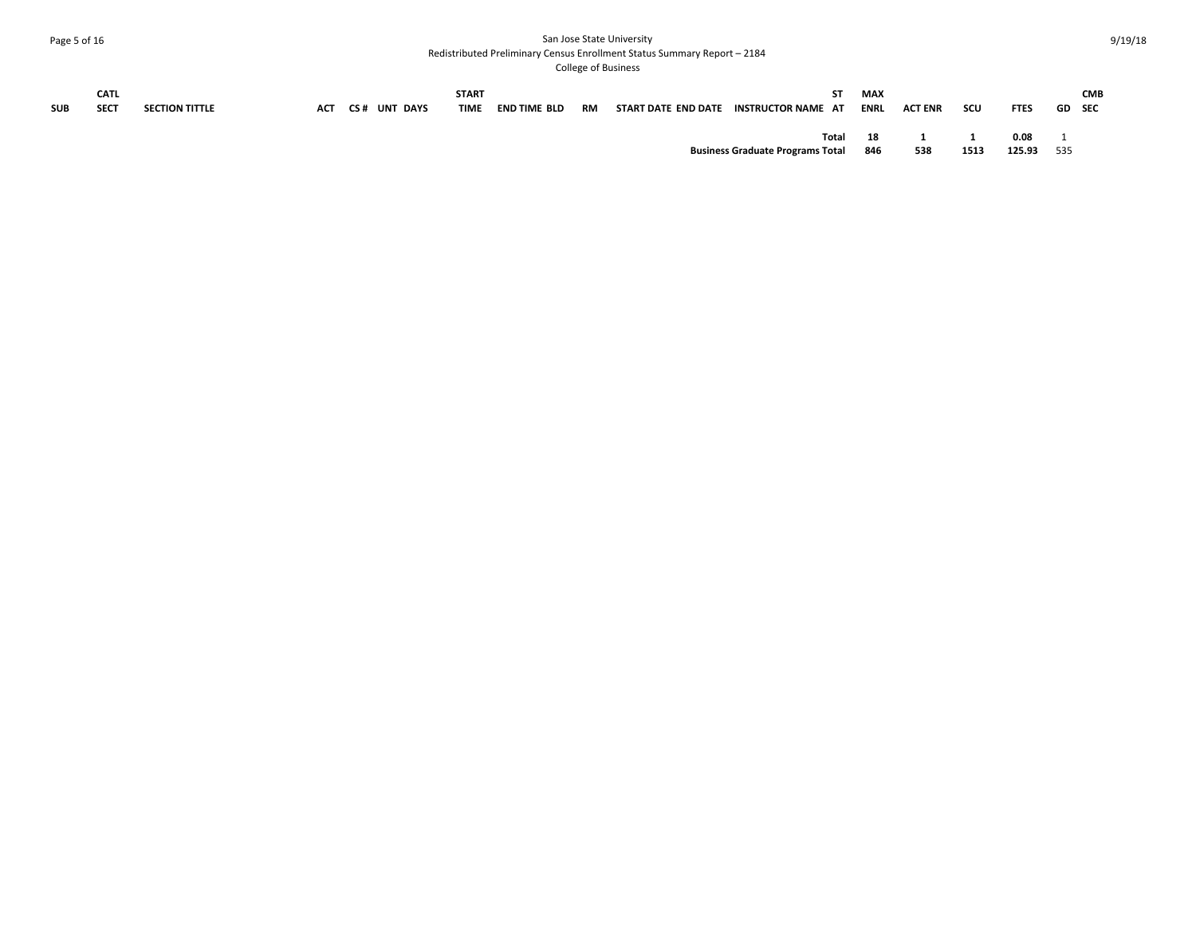| SUB | CATL SECT | SECTION TITTLE | ACT | CS # | UNT | DAYS | START TIME | END TIME | BLD | RM | START DATE | END DATE | INSTRUCTOR NAME | ST AT | MAX ENRL | ACT ENR | SCU | FTES | GD | CMB SEC |
|---|---|---|---|---|---|---|---|---|---|---|---|---|---|---|---|---|---|---|---|---|
| | | | | | | | | | | | | | **Total** | | **18** | **1** | **1** | **0.08** | 1 | |
| | | | | | | | | | | | | | **Business Graduate Programs Total** | | **846** | **538** | **1513** | **125.93** | 535 | |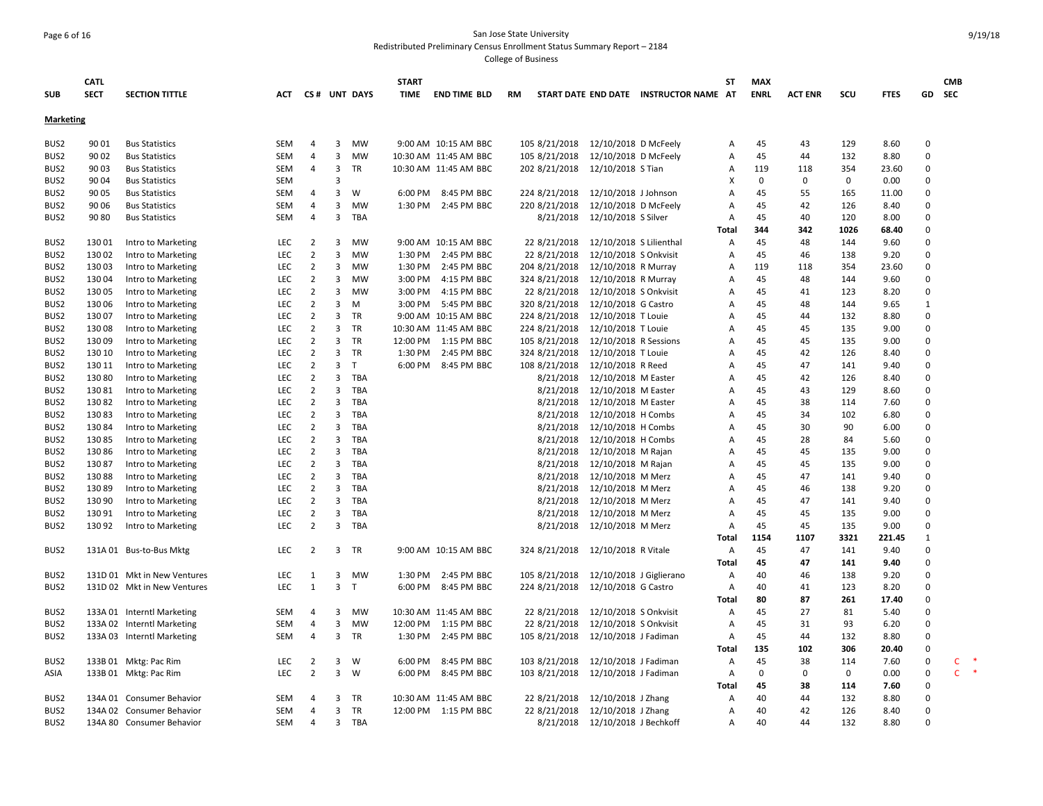San Jose State University
Redistributed Preliminary Census Enrollment Status Summary Report – 2184
College of Business

| SUB | CATL SECT | SECTION TITTLE | ACT | CS # | UNT | DAYS | START TIME | END TIME | BLD | RM | START DATE | END DATE | INSTRUCTOR NAME | ST AT | MAX ENRL | ACT ENR | SCU | FTES | GD | CMB SEC |
|---|---|---|---|---|---|---|---|---|---|---|---|---|---|---|---|---|---|---|---|---|
| **Marketing** | | | | | | | | | | | | | | | | | | | | |
| BUS2 | 90 01 | Bus Statistics | SEM | 4 | 3 | MW | 9:00 AM | 10:15 AM | BBC | 105 | 8/21/2018 | 12/10/2018 | D McFeely | A | 45 | 43 | 129 | 8.60 | 0 | |
| BUS2 | 90 02 | Bus Statistics | SEM | 4 | 3 | MW | 10:30 AM | 11:45 AM | BBC | 105 | 8/21/2018 | 12/10/2018 | D McFeely | A | 45 | 44 | 132 | 8.80 | 0 | |
| BUS2 | 90 03 | Bus Statistics | SEM | 4 | 3 | TR | 10:30 AM | 11:45 AM | BBC | 202 | 8/21/2018 | 12/10/2018 | S Tian | A | 119 | 118 | 354 | 23.60 | 0 | |
| BUS2 | 90 04 | Bus Statistics | SEM | | 3 | | | | | | | | | X | 0 | 0 | 0 | 0.00 | 0 | |
| BUS2 | 90 05 | Bus Statistics | SEM | 4 | 3 | W | 6:00 PM | 8:45 PM | BBC | 224 | 8/21/2018 | 12/10/2018 | J Johnson | A | 45 | 55 | 165 | 11.00 | 0 | |
| BUS2 | 90 06 | Bus Statistics | SEM | 4 | 3 | MW | 1:30 PM | 2:45 PM | BBC | 220 | 8/21/2018 | 12/10/2018 | D McFeely | A | 45 | 42 | 126 | 8.40 | 0 | |
| BUS2 | 90 80 | Bus Statistics | SEM | 4 | 3 | TBA | | | | | 8/21/2018 | 12/10/2018 | S Silver | A | 45 | 40 | 120 | 8.00 | 0 | |
| | | | | | | | | | | | | | | Total | 344 | 342 | 1026 | 68.40 | 0 | |
| BUS2 | 130 01 | Intro to Marketing | LEC | 2 | 3 | MW | 9:00 AM | 10:15 AM | BBC | 22 | 8/21/2018 | 12/10/2018 | S Lilienthal | A | 45 | 48 | 144 | 9.60 | 0 | |
| BUS2 | 130 02 | Intro to Marketing | LEC | 2 | 3 | MW | 1:30 PM | 2:45 PM | BBC | 22 | 8/21/2018 | 12/10/2018 | S Onkvisit | A | 45 | 46 | 138 | 9.20 | 0 | |
| BUS2 | 130 03 | Intro to Marketing | LEC | 2 | 3 | MW | 1:30 PM | 2:45 PM | BBC | 204 | 8/21/2018 | 12/10/2018 | R Murray | A | 119 | 118 | 354 | 23.60 | 0 | |
| BUS2 | 130 04 | Intro to Marketing | LEC | 2 | 3 | MW | 3:00 PM | 4:15 PM | BBC | 324 | 8/21/2018 | 12/10/2018 | R Murray | A | 45 | 48 | 144 | 9.60 | 0 | |
| BUS2 | 130 05 | Intro to Marketing | LEC | 2 | 3 | MW | 3:00 PM | 4:15 PM | BBC | 22 | 8/21/2018 | 12/10/2018 | S Onkvisit | A | 45 | 41 | 123 | 8.20 | 0 | |
| BUS2 | 130 06 | Intro to Marketing | LEC | 2 | 3 | M | 3:00 PM | 5:45 PM | BBC | 320 | 8/21/2018 | 12/10/2018 | G Castro | A | 45 | 48 | 144 | 9.65 | 1 | |
| BUS2 | 130 07 | Intro to Marketing | LEC | 2 | 3 | TR | 9:00 AM | 10:15 AM | BBC | 224 | 8/21/2018 | 12/10/2018 | T Louie | A | 45 | 44 | 132 | 8.80 | 0 | |
| BUS2 | 130 08 | Intro to Marketing | LEC | 2 | 3 | TR | 10:30 AM | 11:45 AM | BBC | 224 | 8/21/2018 | 12/10/2018 | T Louie | A | 45 | 45 | 135 | 9.00 | 0 | |
| BUS2 | 130 09 | Intro to Marketing | LEC | 2 | 3 | TR | 12:00 PM | 1:15 PM | BBC | 105 | 8/21/2018 | 12/10/2018 | R Sessions | A | 45 | 45 | 135 | 9.00 | 0 | |
| BUS2 | 130 10 | Intro to Marketing | LEC | 2 | 3 | TR | 1:30 PM | 2:45 PM | BBC | 324 | 8/21/2018 | 12/10/2018 | T Louie | A | 45 | 42 | 126 | 8.40 | 0 | |
| BUS2 | 130 11 | Intro to Marketing | LEC | 2 | 3 | T | 6:00 PM | 8:45 PM | BBC | 108 | 8/21/2018 | 12/10/2018 | R Reed | A | 45 | 47 | 141 | 9.40 | 0 | |
| BUS2 | 130 80 | Intro to Marketing | LEC | 2 | 3 | TBA | | | | | 8/21/2018 | 12/10/2018 | M Easter | A | 45 | 42 | 126 | 8.40 | 0 | |
| BUS2 | 130 81 | Intro to Marketing | LEC | 2 | 3 | TBA | | | | | 8/21/2018 | 12/10/2018 | M Easter | A | 45 | 43 | 129 | 8.60 | 0 | |
| BUS2 | 130 82 | Intro to Marketing | LEC | 2 | 3 | TBA | | | | | 8/21/2018 | 12/10/2018 | M Easter | A | 45 | 38 | 114 | 7.60 | 0 | |
| BUS2 | 130 83 | Intro to Marketing | LEC | 2 | 3 | TBA | | | | | 8/21/2018 | 12/10/2018 | H Combs | A | 45 | 34 | 102 | 6.80 | 0 | |
| BUS2 | 130 84 | Intro to Marketing | LEC | 2 | 3 | TBA | | | | | 8/21/2018 | 12/10/2018 | H Combs | A | 45 | 30 | 90 | 6.00 | 0 | |
| BUS2 | 130 85 | Intro to Marketing | LEC | 2 | 3 | TBA | | | | | 8/21/2018 | 12/10/2018 | H Combs | A | 45 | 28 | 84 | 5.60 | 0 | |
| BUS2 | 130 86 | Intro to Marketing | LEC | 2 | 3 | TBA | | | | | 8/21/2018 | 12/10/2018 | M Rajan | A | 45 | 45 | 135 | 9.00 | 0 | |
| BUS2 | 130 87 | Intro to Marketing | LEC | 2 | 3 | TBA | | | | | 8/21/2018 | 12/10/2018 | M Rajan | A | 45 | 45 | 135 | 9.00 | 0 | |
| BUS2 | 130 88 | Intro to Marketing | LEC | 2 | 3 | TBA | | | | | 8/21/2018 | 12/10/2018 | M Merz | A | 45 | 47 | 141 | 9.40 | 0 | |
| BUS2 | 130 89 | Intro to Marketing | LEC | 2 | 3 | TBA | | | | | 8/21/2018 | 12/10/2018 | M Merz | A | 45 | 46 | 138 | 9.20 | 0 | |
| BUS2 | 130 90 | Intro to Marketing | LEC | 2 | 3 | TBA | | | | | 8/21/2018 | 12/10/2018 | M Merz | A | 45 | 47 | 141 | 9.40 | 0 | |
| BUS2 | 130 91 | Intro to Marketing | LEC | 2 | 3 | TBA | | | | | 8/21/2018 | 12/10/2018 | M Merz | A | 45 | 45 | 135 | 9.00 | 0 | |
| BUS2 | 130 92 | Intro to Marketing | LEC | 2 | 3 | TBA | | | | | 8/21/2018 | 12/10/2018 | M Merz | A | 45 | 45 | 135 | 9.00 | 0 | |
| | | | | | | | | | | | | | | Total | 1154 | 1107 | 3321 | 221.45 | 1 | |
| BUS2 | 131A 01 | Bus-to-Bus Mktg | LEC | 2 | 3 | TR | 9:00 AM | 10:15 AM | BBC | 324 | 8/21/2018 | 12/10/2018 | R Vitale | A | 45 | 47 | 141 | 9.40 | 0 | |
| | | | | | | | | | | | | | | Total | 45 | 47 | 141 | 9.40 | 0 | |
| BUS2 | 131D 01 | Mkt in New Ventures | LEC | 1 | 3 | MW | 1:30 PM | 2:45 PM | BBC | 105 | 8/21/2018 | 12/10/2018 | J Giglierano | A | 40 | 46 | 138 | 9.20 | 0 | |
| BUS2 | 131D 02 | Mkt in New Ventures | LEC | 1 | 3 | T | 6:00 PM | 8:45 PM | BBC | 224 | 8/21/2018 | 12/10/2018 | G Castro | A | 40 | 41 | 123 | 8.20 | 0 | |
| | | | | | | | | | | | | | | Total | 80 | 87 | 261 | 17.40 | 0 | |
| BUS2 | 133A 01 | Interntl Marketing | SEM | 4 | 3 | MW | 10:30 AM | 11:45 AM | BBC | 22 | 8/21/2018 | 12/10/2018 | S Onkvisit | A | 45 | 27 | 81 | 5.40 | 0 | |
| BUS2 | 133A 02 | Interntl Marketing | SEM | 4 | 3 | MW | 12:00 PM | 1:15 PM | BBC | 22 | 8/21/2018 | 12/10/2018 | S Onkvisit | A | 45 | 31 | 93 | 6.20 | 0 | |
| BUS2 | 133A 03 | Interntl Marketing | SEM | 4 | 3 | TR | 1:30 PM | 2:45 PM | BBC | 105 | 8/21/2018 | 12/10/2018 | J Fadiman | A | 45 | 44 | 132 | 8.80 | 0 | |
| | | | | | | | | | | | | | | Total | 135 | 102 | 306 | 20.40 | 0 | |
| BUS2 | 133B 01 | Mktg: Pac Rim | LEC | 2 | 3 | W | 6:00 PM | 8:45 PM | BBC | 103 | 8/21/2018 | 12/10/2018 | J Fadiman | A | 45 | 38 | 114 | 7.60 | 0 | C * |
| ASIA | 133B 01 | Mktg: Pac Rim | LEC | 2 | 3 | W | 6:00 PM | 8:45 PM | BBC | 103 | 8/21/2018 | 12/10/2018 | J Fadiman | A | 0 | 0 | 0 | 0.00 | 0 | C * |
| | | | | | | | | | | | | | | Total | 45 | 38 | 114 | 7.60 | 0 | |
| BUS2 | 134A 01 | Consumer Behavior | SEM | 4 | 3 | TR | 10:30 AM | 11:45 AM | BBC | 22 | 8/21/2018 | 12/10/2018 | J Zhang | A | 40 | 44 | 132 | 8.80 | 0 | |
| BUS2 | 134A 02 | Consumer Behavior | SEM | 4 | 3 | TR | 12:00 PM | 1:15 PM | BBC | 22 | 8/21/2018 | 12/10/2018 | J Zhang | A | 40 | 42 | 126 | 8.40 | 0 | |
| BUS2 | 134A 80 | Consumer Behavior | SEM | 4 | 3 | TBA | | | | | 8/21/2018 | 12/10/2018 | J Bechkoff | A | 40 | 44 | 132 | 8.80 | 0 | |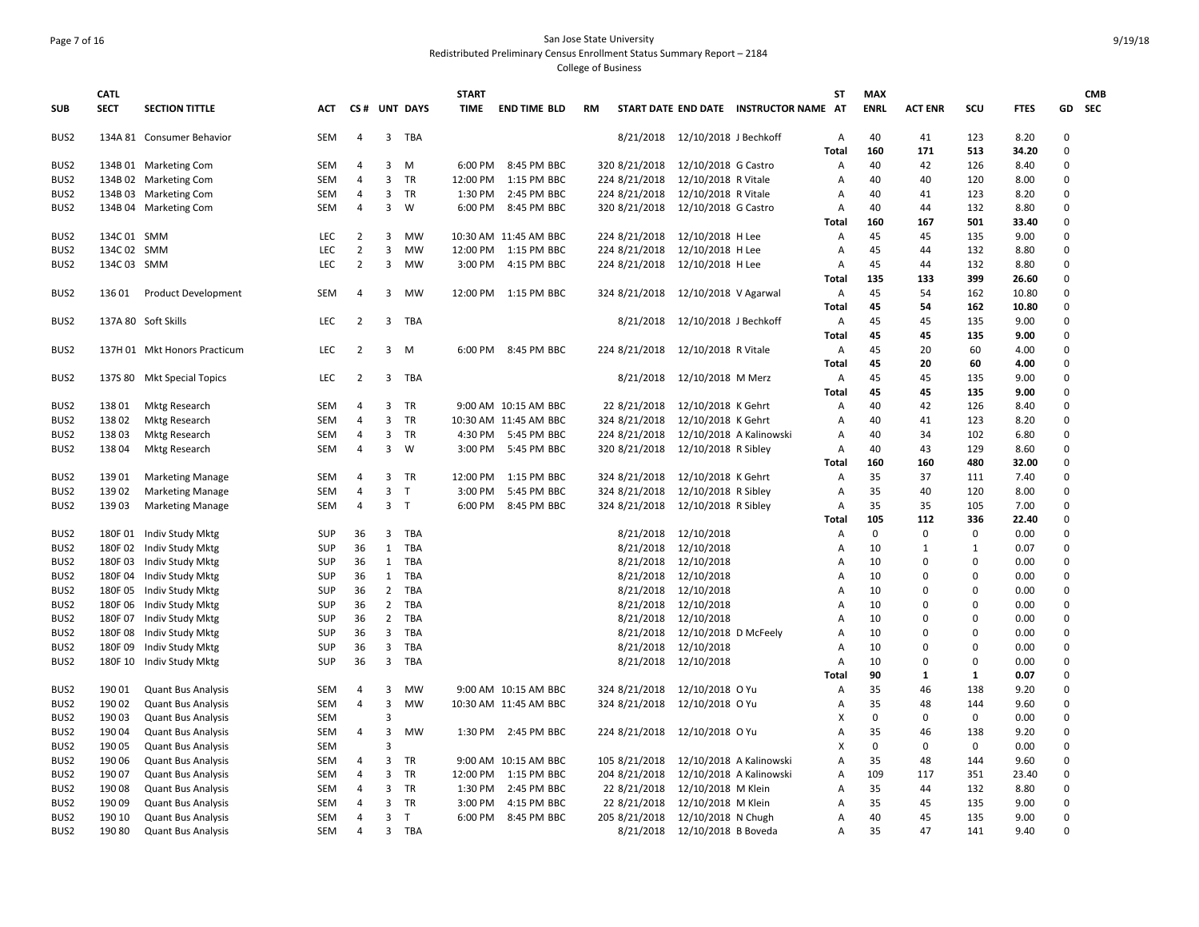San Jose State University
Redistributed Preliminary Census Enrollment Status Summary Report – 2184
College of Business

| SUB | CATL SECT | SECTION TITTLE | ACT | CS # | UNT | DAYS | START TIME | END TIME | BLD | RM | START DATE | END DATE | INSTRUCTOR NAME | ST AT | MAX ENRL | ACT ENR | SCU | FTES | GD | CMB SEC |
|---|---|---|---|---|---|---|---|---|---|---|---|---|---|---|---|---|---|---|---|---|
| BUS2 | 134A 81 | Consumer Behavior | SEM | 4 | 3 | TBA | | | | | 8/21/2018 | 12/10/2018 | J Bechkoff | A | 40 | 41 | 123 | 8.20 | 0 | |
| | | | | | | | | | | | | | | Total | 160 | 171 | 513 | 34.20 | 0 | |
| BUS2 | 134B 01 | Marketing Com | SEM | 4 | 3 | M | 6:00 PM | 8:45 PM | BBC | 320 | 8/21/2018 | 12/10/2018 | G Castro | A | 40 | 42 | 126 | 8.40 | 0 | |
| BUS2 | 134B 02 | Marketing Com | SEM | 4 | 3 | TR | 12:00 PM | 1:15 PM | BBC | 224 | 8/21/2018 | 12/10/2018 | R Vitale | A | 40 | 40 | 120 | 8.00 | 0 | |
| BUS2 | 134B 03 | Marketing Com | SEM | 4 | 3 | TR | 1:30 PM | 2:45 PM | BBC | 224 | 8/21/2018 | 12/10/2018 | R Vitale | A | 40 | 41 | 123 | 8.20 | 0 | |
| BUS2 | 134B 04 | Marketing Com | SEM | 4 | 3 | W | 6:00 PM | 8:45 PM | BBC | 320 | 8/21/2018 | 12/10/2018 | G Castro | A | 40 | 44 | 132 | 8.80 | 0 | |
| | | | | | | | | | | | | | | Total | 160 | 167 | 501 | 33.40 | 0 | |
| BUS2 | 134C 01 | SMM | LEC | 2 | 3 | MW | 10:30 AM | 11:45 AM | BBC | 224 | 8/21/2018 | 12/10/2018 | H Lee | A | 45 | 45 | 135 | 9.00 | 0 | |
| BUS2 | 134C 02 | SMM | LEC | 2 | 3 | MW | 12:00 PM | 1:15 PM | BBC | 224 | 8/21/2018 | 12/10/2018 | H Lee | A | 45 | 44 | 132 | 8.80 | 0 | |
| BUS2 | 134C 03 | SMM | LEC | 2 | 3 | MW | 3:00 PM | 4:15 PM | BBC | 224 | 8/21/2018 | 12/10/2018 | H Lee | A | 45 | 44 | 132 | 8.80 | 0 | |
| | | | | | | | | | | | | | | Total | 135 | 133 | 399 | 26.60 | 0 | |
| BUS2 | 136 01 | Product Development | SEM | 4 | 3 | MW | 12:00 PM | 1:15 PM | BBC | 324 | 8/21/2018 | 12/10/2018 | V Agarwal | A | 45 | 54 | 162 | 10.80 | 0 | |
| | | | | | | | | | | | | | | Total | 45 | 54 | 162 | 10.80 | 0 | |
| BUS2 | 137A 80 | Soft Skills | LEC | 2 | 3 | TBA | | | | | 8/21/2018 | 12/10/2018 | J Bechkoff | A | 45 | 45 | 135 | 9.00 | 0 | |
| | | | | | | | | | | | | | | Total | 45 | 45 | 135 | 9.00 | 0 | |
| BUS2 | 137H 01 | Mkt Honors Practicum | LEC | 2 | 3 | M | 6:00 PM | 8:45 PM | BBC | 224 | 8/21/2018 | 12/10/2018 | R Vitale | A | 45 | 20 | 60 | 4.00 | 0 | |
| | | | | | | | | | | | | | | Total | 45 | 20 | 60 | 4.00 | 0 | |
| BUS2 | 137S 80 | Mkt Special Topics | LEC | 2 | 3 | TBA | | | | | 8/21/2018 | 12/10/2018 | M Merz | A | 45 | 45 | 135 | 9.00 | 0 | |
| | | | | | | | | | | | | | | Total | 45 | 45 | 135 | 9.00 | 0 | |
| BUS2 | 138 01 | Mktg Research | SEM | 4 | 3 | TR | 9:00 AM | 10:15 AM | BBC | 22 | 8/21/2018 | 12/10/2018 | K Gehrt | A | 40 | 42 | 126 | 8.40 | 0 | |
| BUS2 | 138 02 | Mktg Research | SEM | 4 | 3 | TR | 10:30 AM | 11:45 AM | BBC | 324 | 8/21/2018 | 12/10/2018 | K Gehrt | A | 40 | 41 | 123 | 8.20 | 0 | |
| BUS2 | 138 03 | Mktg Research | SEM | 4 | 3 | TR | 4:30 PM | 5:45 PM | BBC | 224 | 8/21/2018 | 12/10/2018 | A Kalinowski | A | 40 | 34 | 102 | 6.80 | 0 | |
| BUS2 | 138 04 | Mktg Research | SEM | 4 | 3 | W | 3:00 PM | 5:45 PM | BBC | 320 | 8/21/2018 | 12/10/2018 | R Sibley | A | 40 | 43 | 129 | 8.60 | 0 | |
| | | | | | | | | | | | | | | Total | 160 | 160 | 480 | 32.00 | 0 | |
| BUS2 | 139 01 | Marketing Manage | SEM | 4 | 3 | TR | 12:00 PM | 1:15 PM | BBC | 324 | 8/21/2018 | 12/10/2018 | K Gehrt | A | 35 | 37 | 111 | 7.40 | 0 | |
| BUS2 | 139 02 | Marketing Manage | SEM | 4 | 3 | T | 3:00 PM | 5:45 PM | BBC | 324 | 8/21/2018 | 12/10/2018 | R Sibley | A | 35 | 40 | 120 | 8.00 | 0 | |
| BUS2 | 139 03 | Marketing Manage | SEM | 4 | 3 | T | 6:00 PM | 8:45 PM | BBC | 324 | 8/21/2018 | 12/10/2018 | R Sibley | A | 35 | 35 | 105 | 7.00 | 0 | |
| | | | | | | | | | | | | | | Total | 105 | 112 | 336 | 22.40 | 0 | |
| BUS2 | 180F 01 | Indiv Study Mktg | SUP | 36 | 3 | TBA | | | | | 8/21/2018 | 12/10/2018 | | A | 0 | 0 | 0 | 0.00 | 0 | |
| BUS2 | 180F 02 | Indiv Study Mktg | SUP | 36 | 1 | TBA | | | | | 8/21/2018 | 12/10/2018 | | A | 10 | 1 | 1 | 0.07 | 0 | |
| BUS2 | 180F 03 | Indiv Study Mktg | SUP | 36 | 1 | TBA | | | | | 8/21/2018 | 12/10/2018 | | A | 10 | 0 | 0 | 0.00 | 0 | |
| BUS2 | 180F 04 | Indiv Study Mktg | SUP | 36 | 1 | TBA | | | | | 8/21/2018 | 12/10/2018 | | A | 10 | 0 | 0 | 0.00 | 0 | |
| BUS2 | 180F 05 | Indiv Study Mktg | SUP | 36 | 2 | TBA | | | | | 8/21/2018 | 12/10/2018 | | A | 10 | 0 | 0 | 0.00 | 0 | |
| BUS2 | 180F 06 | Indiv Study Mktg | SUP | 36 | 2 | TBA | | | | | 8/21/2018 | 12/10/2018 | | A | 10 | 0 | 0 | 0.00 | 0 | |
| BUS2 | 180F 07 | Indiv Study Mktg | SUP | 36 | 2 | TBA | | | | | 8/21/2018 | 12/10/2018 | | A | 10 | 0 | 0 | 0.00 | 0 | |
| BUS2 | 180F 08 | Indiv Study Mktg | SUP | 36 | 3 | TBA | | | | | 8/21/2018 | 12/10/2018 | D McFeely | A | 10 | 0 | 0 | 0.00 | 0 | |
| BUS2 | 180F 09 | Indiv Study Mktg | SUP | 36 | 3 | TBA | | | | | 8/21/2018 | 12/10/2018 | | A | 10 | 0 | 0 | 0.00 | 0 | |
| BUS2 | 180F 10 | Indiv Study Mktg | SUP | 36 | 3 | TBA | | | | | 8/21/2018 | 12/10/2018 | | A | 10 | 0 | 0 | 0.00 | 0 | |
| | | | | | | | | | | | | | | Total | 90 | 1 | 1 | 0.07 | 0 | |
| BUS2 | 190 01 | Quant Bus Analysis | SEM | 4 | 3 | MW | 9:00 AM | 10:15 AM | BBC | 324 | 8/21/2018 | 12/10/2018 | O Yu | A | 35 | 46 | 138 | 9.20 | 0 | |
| BUS2 | 190 02 | Quant Bus Analysis | SEM | 4 | 3 | MW | 10:30 AM | 11:45 AM | BBC | 324 | 8/21/2018 | 12/10/2018 | O Yu | A | 35 | 48 | 144 | 9.60 | 0 | |
| BUS2 | 190 03 | Quant Bus Analysis | SEM | | 3 | | | | | | | | | X | 0 | 0 | 0 | 0.00 | 0 | |
| BUS2 | 190 04 | Quant Bus Analysis | SEM | 4 | 3 | MW | 1:30 PM | 2:45 PM | BBC | 224 | 8/21/2018 | 12/10/2018 | O Yu | A | 35 | 46 | 138 | 9.20 | 0 | |
| BUS2 | 190 05 | Quant Bus Analysis | SEM | | 3 | | | | | | | | | X | 0 | 0 | 0 | 0.00 | 0 | |
| BUS2 | 190 06 | Quant Bus Analysis | SEM | 4 | 3 | TR | 9:00 AM | 10:15 AM | BBC | 105 | 8/21/2018 | 12/10/2018 | A Kalinowski | A | 35 | 48 | 144 | 9.60 | 0 | |
| BUS2 | 190 07 | Quant Bus Analysis | SEM | 4 | 3 | TR | 12:00 PM | 1:15 PM | BBC | 204 | 8/21/2018 | 12/10/2018 | A Kalinowski | A | 109 | 117 | 351 | 23.40 | 0 | |
| BUS2 | 190 08 | Quant Bus Analysis | SEM | 4 | 3 | TR | 1:30 PM | 2:45 PM | BBC | 22 | 8/21/2018 | 12/10/2018 | M Klein | A | 35 | 44 | 132 | 8.80 | 0 | |
| BUS2 | 190 09 | Quant Bus Analysis | SEM | 4 | 3 | TR | 3:00 PM | 4:15 PM | BBC | 22 | 8/21/2018 | 12/10/2018 | M Klein | A | 35 | 45 | 135 | 9.00 | 0 | |
| BUS2 | 190 10 | Quant Bus Analysis | SEM | 4 | 3 | T | 6:00 PM | 8:45 PM | BBC | 205 | 8/21/2018 | 12/10/2018 | N Chugh | A | 40 | 45 | 135 | 9.00 | 0 | |
| BUS2 | 190 80 | Quant Bus Analysis | SEM | 4 | 3 | TBA | | | | | 8/21/2018 | 12/10/2018 | B Boveda | A | 35 | 47 | 141 | 9.40 | 0 | |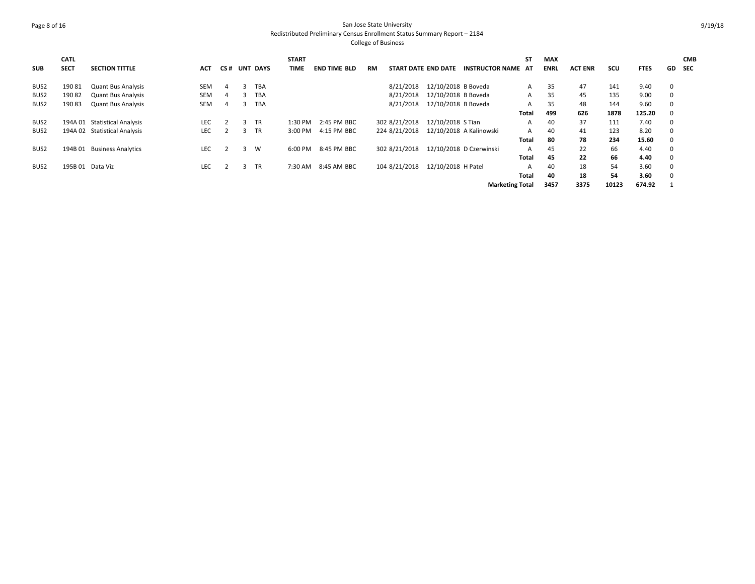San Jose State University
Redistributed Preliminary Census Enrollment Status Summary Report – 2184
College of Business

| SUB | CATL SECT | SECTION TITTLE | ACT | CS # | UNT | DAYS | START TIME | END TIME | BLD | RM | START DATE | END DATE | INSTRUCTOR NAME | ST AT | MAX ENRL | ACT ENR | SCU | FTES | GD | CMB SEC |
|---|---|---|---|---|---|---|---|---|---|---|---|---|---|---|---|---|---|---|---|---|
| BUS2 | 190 81 | Quant Bus Analysis | SEM | 4 | 3 | TBA | | | | | 8/21/2018 | 12/10/2018 | B Boveda | A | 35 | 47 | 141 | 9.40 | 0 | |
| BUS2 | 190 82 | Quant Bus Analysis | SEM | 4 | 3 | TBA | | | | | 8/21/2018 | 12/10/2018 | B Boveda | A | 35 | 45 | 135 | 9.00 | 0 | |
| BUS2 | 190 83 | Quant Bus Analysis | SEM | 4 | 3 | TBA | | | | | 8/21/2018 | 12/10/2018 | B Boveda | A | 35 | 48 | 144 | 9.60 | 0 | |
| | | | | | | | | | | | | | | **Total** | **499** | **626** | **1878** | **125.20** | 0 | |
| BUS2 | 194A 01 | Statistical Analysis | LEC | 2 | 3 | TR | 1:30 PM | 2:45 PM | BBC | 302 | 8/21/2018 | 12/10/2018 | S Tian | A | 40 | 37 | 111 | 7.40 | 0 | |
| BUS2 | 194A 02 | Statistical Analysis | LEC | 2 | 3 | TR | 3:00 PM | 4:15 PM | BBC | 224 | 8/21/2018 | 12/10/2018 | A Kalinowski | A | 40 | 41 | 123 | 8.20 | 0 | |
| | | | | | | | | | | | | | | **Total** | **80** | **78** | **234** | **15.60** | 0 | |
| BUS2 | 194B 01 | Business Analytics | LEC | 2 | 3 | W | 6:00 PM | 8:45 PM | BBC | 302 | 8/21/2018 | 12/10/2018 | D Czerwinski | A | 45 | 22 | 66 | 4.40 | 0 | |
| | | | | | | | | | | | | | | **Total** | **45** | **22** | **66** | **4.40** | 0 | |
| BUS2 | 195B 01 | Data Viz | LEC | 2 | 3 | TR | 7:30 AM | 8:45 AM | BBC | 104 | 8/21/2018 | 12/10/2018 | H Patel | A | 40 | 18 | 54 | 3.60 | 0 | |
| | | | | | | | | | | | | | | **Total** | **40** | **18** | **54** | **3.60** | 0 | |
| | | | | | | | | | | | | | **Marketing Total** | | **3457** | **3375** | **10123** | **674.92** | 1 | |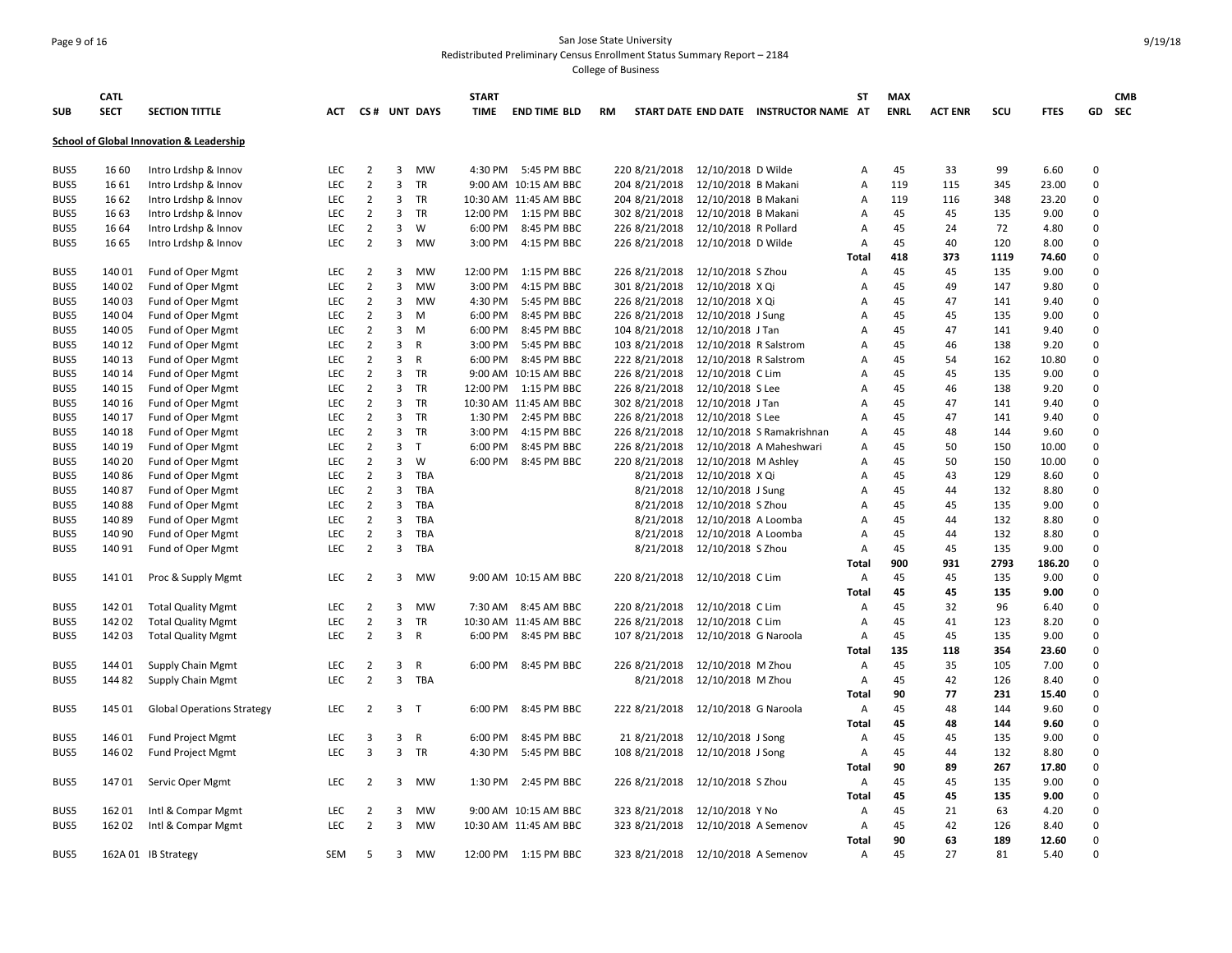San Jose State University

Redistributed Preliminary Census Enrollment Status Summary Report – 2184

College of Business

| SUB | CATL SECT | SECTION TITTLE | ACT | CS # | UNT | DAYS | START TIME | END TIME | BLD | RM | START DATE | END DATE | INSTRUCTOR NAME | ST AT | MAX ENRL | ACT ENR | SCU | FTES | GD | CMB SEC |
|---|---|---|---|---|---|---|---|---|---|---|---|---|---|---|---|---|---|---|---|---|
| **School of Global Innovation & Leadership** | | | | | | | | | | | | | | | | | | | | |
| BUS5 | 16 60 | Intro Lrdshp & Innov | LEC | 2 | 3 | MW | 4:30 PM | 5:45 PM | BBC | 220 | 8/21/2018 | 12/10/2018 | D Wilde | A | 45 | 33 | 99 | 6.60 | 0 | |
| BUS5 | 16 61 | Intro Lrdshp & Innov | LEC | 2 | 3 | TR | 9:00 AM | 10:15 AM | BBC | 204 | 8/21/2018 | 12/10/2018 | B Makani | A | 119 | 115 | 345 | 23.00 | 0 | |
| BUS5 | 16 62 | Intro Lrdshp & Innov | LEC | 2 | 3 | TR | 10:30 AM | 11:45 AM | BBC | 204 | 8/21/2018 | 12/10/2018 | B Makani | A | 119 | 116 | 348 | 23.20 | 0 | |
| BUS5 | 16 63 | Intro Lrdshp & Innov | LEC | 2 | 3 | TR | 12:00 PM | 1:15 PM | BBC | 302 | 8/21/2018 | 12/10/2018 | B Makani | A | 45 | 45 | 135 | 9.00 | 0 | |
| BUS5 | 16 64 | Intro Lrdshp & Innov | LEC | 2 | 3 | W | 6:00 PM | 8:45 PM | BBC | 226 | 8/21/2018 | 12/10/2018 | R Pollard | A | 45 | 24 | 72 | 4.80 | 0 | |
| BUS5 | 16 65 | Intro Lrdshp & Innov | LEC | 2 | 3 | MW | 3:00 PM | 4:15 PM | BBC | 226 | 8/21/2018 | 12/10/2018 | D Wilde | A | 45 | 40 | 120 | 8.00 | 0 | |
| | | | | | | | | | | | | | | **Total** | **418** | **373** | **1119** | **74.60** | 0 | |
| BUS5 | 140 01 | Fund of Oper Mgmt | LEC | 2 | 3 | MW | 12:00 PM | 1:15 PM | BBC | 226 | 8/21/2018 | 12/10/2018 | S Zhou | A | 45 | 45 | 135 | 9.00 | 0 | |
| BUS5 | 140 02 | Fund of Oper Mgmt | LEC | 2 | 3 | MW | 3:00 PM | 4:15 PM | BBC | 301 | 8/21/2018 | 12/10/2018 | X Qi | A | 45 | 49 | 147 | 9.80 | 0 | |
| BUS5 | 140 03 | Fund of Oper Mgmt | LEC | 2 | 3 | MW | 4:30 PM | 5:45 PM | BBC | 226 | 8/21/2018 | 12/10/2018 | X Qi | A | 45 | 47 | 141 | 9.40 | 0 | |
| BUS5 | 140 04 | Fund of Oper Mgmt | LEC | 2 | 3 | M | 6:00 PM | 8:45 PM | BBC | 226 | 8/21/2018 | 12/10/2018 | J Sung | A | 45 | 45 | 135 | 9.00 | 0 | |
| BUS5 | 140 05 | Fund of Oper Mgmt | LEC | 2 | 3 | M | 6:00 PM | 8:45 PM | BBC | 104 | 8/21/2018 | 12/10/2018 | J Tan | A | 45 | 47 | 141 | 9.40 | 0 | |
| BUS5 | 140 12 | Fund of Oper Mgmt | LEC | 2 | 3 | R | 3:00 PM | 5:45 PM | BBC | 103 | 8/21/2018 | 12/10/2018 | R Salstrom | A | 45 | 46 | 138 | 9.20 | 0 | |
| BUS5 | 140 13 | Fund of Oper Mgmt | LEC | 2 | 3 | R | 6:00 PM | 8:45 PM | BBC | 222 | 8/21/2018 | 12/10/2018 | R Salstrom | A | 45 | 54 | 162 | 10.80 | 0 | |
| BUS5 | 140 14 | Fund of Oper Mgmt | LEC | 2 | 3 | TR | 9:00 AM | 10:15 AM | BBC | 226 | 8/21/2018 | 12/10/2018 | C Lim | A | 45 | 45 | 135 | 9.00 | 0 | |
| BUS5 | 140 15 | Fund of Oper Mgmt | LEC | 2 | 3 | TR | 12:00 PM | 1:15 PM | BBC | 226 | 8/21/2018 | 12/10/2018 | S Lee | A | 45 | 46 | 138 | 9.20 | 0 | |
| BUS5 | 140 16 | Fund of Oper Mgmt | LEC | 2 | 3 | TR | 10:30 AM | 11:45 AM | BBC | 302 | 8/21/2018 | 12/10/2018 | J Tan | A | 45 | 47 | 141 | 9.40 | 0 | |
| BUS5 | 140 17 | Fund of Oper Mgmt | LEC | 2 | 3 | TR | 1:30 PM | 2:45 PM | BBC | 226 | 8/21/2018 | 12/10/2018 | S Lee | A | 45 | 47 | 141 | 9.40 | 0 | |
| BUS5 | 140 18 | Fund of Oper Mgmt | LEC | 2 | 3 | TR | 3:00 PM | 4:15 PM | BBC | 226 | 8/21/2018 | 12/10/2018 | S Ramakrishnan | A | 45 | 48 | 144 | 9.60 | 0 | |
| BUS5 | 140 19 | Fund of Oper Mgmt | LEC | 2 | 3 | T | 6:00 PM | 8:45 PM | BBC | 226 | 8/21/2018 | 12/10/2018 | A Maheshwari | A | 45 | 50 | 150 | 10.00 | 0 | |
| BUS5 | 140 20 | Fund of Oper Mgmt | LEC | 2 | 3 | W | 6:00 PM | 8:45 PM | BBC | 220 | 8/21/2018 | 12/10/2018 | M Ashley | A | 45 | 50 | 150 | 10.00 | 0 | |
| BUS5 | 140 86 | Fund of Oper Mgmt | LEC | 2 | 3 | TBA | | | | | 8/21/2018 | 12/10/2018 | X Qi | A | 45 | 43 | 129 | 8.60 | 0 | |
| BUS5 | 140 87 | Fund of Oper Mgmt | LEC | 2 | 3 | TBA | | | | | 8/21/2018 | 12/10/2018 | J Sung | A | 45 | 44 | 132 | 8.80 | 0 | |
| BUS5 | 140 88 | Fund of Oper Mgmt | LEC | 2 | 3 | TBA | | | | | 8/21/2018 | 12/10/2018 | S Zhou | A | 45 | 45 | 135 | 9.00 | 0 | |
| BUS5 | 140 89 | Fund of Oper Mgmt | LEC | 2 | 3 | TBA | | | | | 8/21/2018 | 12/10/2018 | A Loomba | A | 45 | 44 | 132 | 8.80 | 0 | |
| BUS5 | 140 90 | Fund of Oper Mgmt | LEC | 2 | 3 | TBA | | | | | 8/21/2018 | 12/10/2018 | A Loomba | A | 45 | 44 | 132 | 8.80 | 0 | |
| BUS5 | 140 91 | Fund of Oper Mgmt | LEC | 2 | 3 | TBA | | | | | 8/21/2018 | 12/10/2018 | S Zhou | A | 45 | 45 | 135 | 9.00 | 0 | |
| | | | | | | | | | | | | | | **Total** | **900** | **931** | **2793** | **186.20** | 0 | |
| BUS5 | 141 01 | Proc & Supply Mgmt | LEC | 2 | 3 | MW | 9:00 AM | 10:15 AM | BBC | 220 | 8/21/2018 | 12/10/2018 | C Lim | A | 45 | 45 | 135 | 9.00 | 0 | |
| | | | | | | | | | | | | | | **Total** | **45** | **45** | **135** | **9.00** | 0 | |
| BUS5 | 142 01 | Total Quality Mgmt | LEC | 2 | 3 | MW | 7:30 AM | 8:45 AM | BBC | 220 | 8/21/2018 | 12/10/2018 | C Lim | A | 45 | 32 | 96 | 6.40 | 0 | |
| BUS5 | 142 02 | Total Quality Mgmt | LEC | 2 | 3 | TR | 10:30 AM | 11:45 AM | BBC | 226 | 8/21/2018 | 12/10/2018 | C Lim | A | 45 | 41 | 123 | 8.20 | 0 | |
| BUS5 | 142 03 | Total Quality Mgmt | LEC | 2 | 3 | R | 6:00 PM | 8:45 PM | BBC | 107 | 8/21/2018 | 12/10/2018 | G Naroola | A | 45 | 45 | 135 | 9.00 | 0 | |
| | | | | | | | | | | | | | | **Total** | **135** | **118** | **354** | **23.60** | 0 | |
| BUS5 | 144 01 | Supply Chain Mgmt | LEC | 2 | 3 | R | 6:00 PM | 8:45 PM | BBC | 226 | 8/21/2018 | 12/10/2018 | M Zhou | A | 45 | 35 | 105 | 7.00 | 0 | |
| BUS5 | 144 82 | Supply Chain Mgmt | LEC | 2 | 3 | TBA | | | | | 8/21/2018 | 12/10/2018 | M Zhou | A | 45 | 42 | 126 | 8.40 | 0 | |
| | | | | | | | | | | | | | | **Total** | **90** | **77** | **231** | **15.40** | 0 | |
| BUS5 | 145 01 | Global Operations Strategy | LEC | 2 | 3 | T | 6:00 PM | 8:45 PM | BBC | 222 | 8/21/2018 | 12/10/2018 | G Naroola | A | 45 | 48 | 144 | 9.60 | 0 | |
| | | | | | | | | | | | | | | **Total** | **45** | **48** | **144** | **9.60** | 0 | |
| BUS5 | 146 01 | Fund Project Mgmt | LEC | 3 | 3 | R | 6:00 PM | 8:45 PM | BBC | 21 | 8/21/2018 | 12/10/2018 | J Song | A | 45 | 45 | 135 | 9.00 | 0 | |
| BUS5 | 146 02 | Fund Project Mgmt | LEC | 3 | 3 | TR | 4:30 PM | 5:45 PM | BBC | 108 | 8/21/2018 | 12/10/2018 | J Song | A | 45 | 44 | 132 | 8.80 | 0 | |
| | | | | | | | | | | | | | | **Total** | **90** | **89** | **267** | **17.80** | 0 | |
| BUS5 | 147 01 | Servic Oper Mgmt | LEC | 2 | 3 | MW | 1:30 PM | 2:45 PM | BBC | 226 | 8/21/2018 | 12/10/2018 | S Zhou | A | 45 | 45 | 135 | 9.00 | 0 | |
| | | | | | | | | | | | | | | **Total** | **45** | **45** | **135** | **9.00** | 0 | |
| BUS5 | 162 01 | Intl & Compar Mgmt | LEC | 2 | 3 | MW | 9:00 AM | 10:15 AM | BBC | 323 | 8/21/2018 | 12/10/2018 | Y No | A | 45 | 21 | 63 | 4.20 | 0 | |
| BUS5 | 162 02 | Intl & Compar Mgmt | LEC | 2 | 3 | MW | 10:30 AM | 11:45 AM | BBC | 323 | 8/21/2018 | 12/10/2018 | A Semenov | A | 45 | 42 | 126 | 8.40 | 0 | |
| | | | | | | | | | | | | | | **Total** | **90** | **63** | **189** | **12.60** | 0 | |
| BUS5 | 162A 01 | IB Strategy | SEM | 5 | 3 | MW | 12:00 PM | 1:15 PM | BBC | 323 | 8/21/2018 | 12/10/2018 | A Semenov | A | 45 | 27 | 81 | 5.40 | 0 | |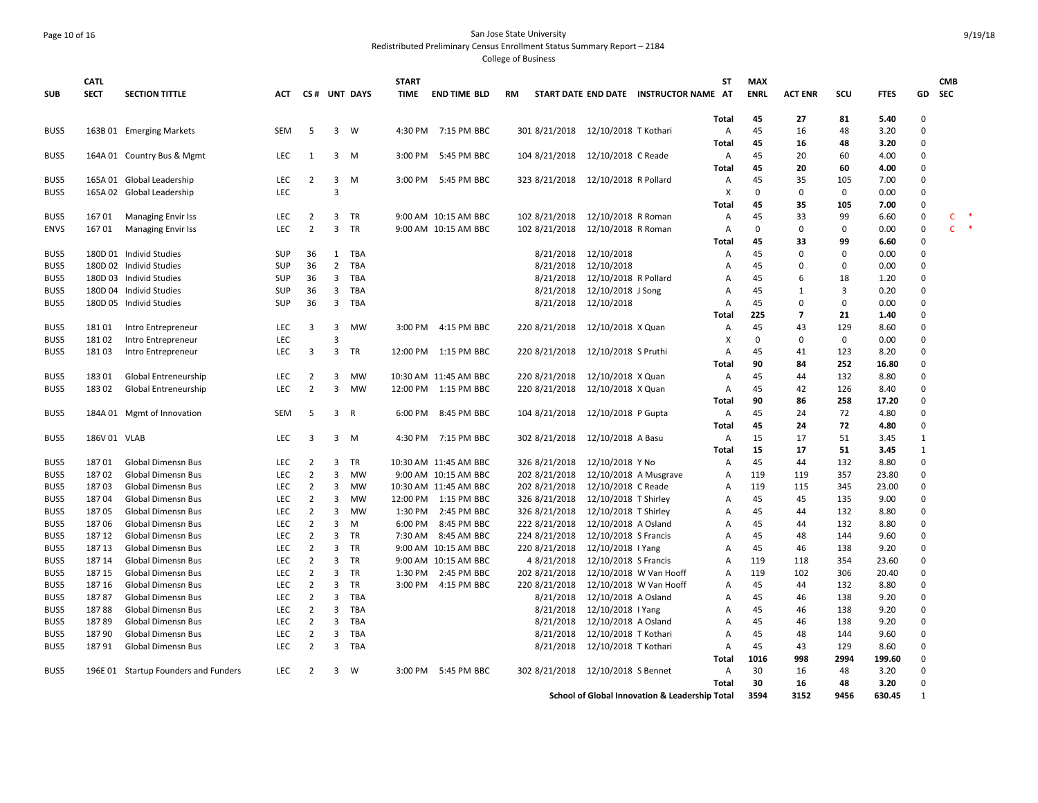San Jose State University
Redistributed Preliminary Census Enrollment Status Summary Report – 2184
College of Business

| SUB | CATL SECT | SECTION TITTLE | ACT | CS# | UNT | DAYS | START TIME | END TIME | BLD | RM | START DATE | END DATE | INSTRUCTOR NAME | ST AT | MAX ENRL | ACT ENR | SCU | FTES | GD | CMB SEC |
|---|---|---|---|---|---|---|---|---|---|---|---|---|---|---|---|---|---|---|---|---|
| | | | | | | | | | | | | | | Total | 45 | 27 | 81 | 5.40 | 0 | |
| BUS5 | 163B 01 | Emerging Markets | SEM | 5 | 3 | W | 4:30 PM | 7:15 PM | BBC | 301 | 8/21/2018 | 12/10/2018 | T Kothari | A | 45 | 16 | 48 | 3.20 | 0 | |
| | | | | | | | | | | | | | | Total | 45 | 16 | 48 | 3.20 | 0 | |
| BUS5 | 164A 01 | Country Bus & Mgmt | LEC | 1 | 3 | M | 3:00 PM | 5:45 PM | BBC | 104 | 8/21/2018 | 12/10/2018 | C Reade | A | 45 | 20 | 60 | 4.00 | 0 | |
| | | | | | | | | | | | | | | Total | 45 | 20 | 60 | 4.00 | 0 | |
| BUS5 | 165A 01 | Global Leadership | LEC | 2 | 3 | M | 3:00 PM | 5:45 PM | BBC | 323 | 8/21/2018 | 12/10/2018 | R Pollard | A | 45 | 35 | 105 | 7.00 | 0 | |
| BUS5 | 165A 02 | Global Leadership | LEC | | 3 | | | | | | | | | X | 0 | 0 | 0 | 0.00 | 0 | |
| | | | | | | | | | | | | | | Total | 45 | 35 | 105 | 7.00 | 0 | |
| BUS5 | 167 01 | Managing Envir Iss | LEC | 2 | 3 | TR | 9:00 AM | 10:15 AM | BBC | 102 | 8/21/2018 | 12/10/2018 | R Roman | A | 45 | 33 | 99 | 6.60 | 0 | C * |
| ENVS | 167 01 | Managing Envir Iss | LEC | 2 | 3 | TR | 9:00 AM | 10:15 AM | BBC | 102 | 8/21/2018 | 12/10/2018 | R Roman | A | 0 | 0 | 0 | 0.00 | 0 | C * |
| | | | | | | | | | | | | | | Total | 45 | 33 | 99 | 6.60 | 0 | |
| BUS5 | 180D 01 | Individ Studies | SUP | 36 | 1 | TBA | | | | | 8/21/2018 | 12/10/2018 | | A | 45 | 0 | 0 | 0.00 | 0 | |
| BUS5 | 180D 02 | Individ Studies | SUP | 36 | 2 | TBA | | | | | 8/21/2018 | 12/10/2018 | | A | 45 | 0 | 0 | 0.00 | 0 | |
| BUS5 | 180D 03 | Individ Studies | SUP | 36 | 3 | TBA | | | | | 8/21/2018 | 12/10/2018 | R Pollard | A | 45 | 6 | 18 | 1.20 | 0 | |
| BUS5 | 180D 04 | Individ Studies | SUP | 36 | 3 | TBA | | | | | 8/21/2018 | 12/10/2018 | J Song | A | 45 | 1 | 3 | 0.20 | 0 | |
| BUS5 | 180D 05 | Individ Studies | SUP | 36 | 3 | TBA | | | | | 8/21/2018 | 12/10/2018 | | A | 45 | 0 | 0 | 0.00 | 0 | |
| | | | | | | | | | | | | | | Total | 225 | 7 | 21 | 1.40 | 0 | |
| BUS5 | 181 01 | Intro Entrepreneur | LEC | 3 | 3 | MW | 3:00 PM | 4:15 PM | BBC | 220 | 8/21/2018 | 12/10/2018 | X Quan | A | 45 | 43 | 129 | 8.60 | 0 | |
| BUS5 | 181 02 | Intro Entrepreneur | LEC | | 3 | | | | | | | | | X | 0 | 0 | 0 | 0.00 | 0 | |
| BUS5 | 181 03 | Intro Entrepreneur | LEC | 3 | 3 | TR | 12:00 PM | 1:15 PM | BBC | 220 | 8/21/2018 | 12/10/2018 | S Pruthi | A | 45 | 41 | 123 | 8.20 | 0 | |
| | | | | | | | | | | | | | | Total | 90 | 84 | 252 | 16.80 | 0 | |
| BUS5 | 183 01 | Global Entreneurship | LEC | 2 | 3 | MW | 10:30 AM | 11:45 AM | BBC | 220 | 8/21/2018 | 12/10/2018 | X Quan | A | 45 | 44 | 132 | 8.80 | 0 | |
| BUS5 | 183 02 | Global Entreneurship | LEC | 2 | 3 | MW | 12:00 PM | 1:15 PM | BBC | 220 | 8/21/2018 | 12/10/2018 | X Quan | A | 45 | 42 | 126 | 8.40 | 0 | |
| | | | | | | | | | | | | | | Total | 90 | 86 | 258 | 17.20 | 0 | |
| BUS5 | 184A 01 | Mgmt of Innovation | SEM | 5 | 3 | R | 6:00 PM | 8:45 PM | BBC | 104 | 8/21/2018 | 12/10/2018 | P Gupta | A | 45 | 24 | 72 | 4.80 | 0 | |
| | | | | | | | | | | | | | | Total | 45 | 24 | 72 | 4.80 | 0 | |
| BUS5 | 186V 01 | VLAB | LEC | 3 | 3 | M | 4:30 PM | 7:15 PM | BBC | 302 | 8/21/2018 | 12/10/2018 | A Basu | A | 15 | 17 | 51 | 3.45 | 1 | |
| | | | | | | | | | | | | | | Total | 15 | 17 | 51 | 3.45 | 1 | |
| BUS5 | 187 01 | Global Dimensn Bus | LEC | 2 | 3 | TR | 10:30 AM | 11:45 AM | BBC | 326 | 8/21/2018 | 12/10/2018 | Y No | A | 45 | 44 | 132 | 8.80 | 0 | |
| BUS5 | 187 02 | Global Dimensn Bus | LEC | 2 | 3 | MW | 9:00 AM | 10:15 AM | BBC | 202 | 8/21/2018 | 12/10/2018 | A Musgrave | A | 119 | 119 | 357 | 23.80 | 0 | |
| BUS5 | 187 03 | Global Dimensn Bus | LEC | 2 | 3 | MW | 10:30 AM | 11:45 AM | BBC | 202 | 8/21/2018 | 12/10/2018 | C Reade | A | 119 | 115 | 345 | 23.00 | 0 | |
| BUS5 | 187 04 | Global Dimensn Bus | LEC | 2 | 3 | MW | 12:00 PM | 1:15 PM | BBC | 326 | 8/21/2018 | 12/10/2018 | T Shirley | A | 45 | 45 | 135 | 9.00 | 0 | |
| BUS5 | 187 05 | Global Dimensn Bus | LEC | 2 | 3 | MW | 1:30 PM | 2:45 PM | BBC | 326 | 8/21/2018 | 12/10/2018 | T Shirley | A | 45 | 44 | 132 | 8.80 | 0 | |
| BUS5 | 187 06 | Global Dimensn Bus | LEC | 2 | 3 | M | 6:00 PM | 8:45 PM | BBC | 222 | 8/21/2018 | 12/10/2018 | A Osland | A | 45 | 44 | 132 | 8.80 | 0 | |
| BUS5 | 187 12 | Global Dimensn Bus | LEC | 2 | 3 | TR | 7:30 AM | 8:45 AM | BBC | 224 | 8/21/2018 | 12/10/2018 | S Francis | A | 45 | 48 | 144 | 9.60 | 0 | |
| BUS5 | 187 13 | Global Dimensn Bus | LEC | 2 | 3 | TR | 9:00 AM | 10:15 AM | BBC | 220 | 8/21/2018 | 12/10/2018 | I Yang | A | 45 | 46 | 138 | 9.20 | 0 | |
| BUS5 | 187 14 | Global Dimensn Bus | LEC | 2 | 3 | TR | 9:00 AM | 10:15 AM | BBC | 4 | 8/21/2018 | 12/10/2018 | S Francis | A | 119 | 118 | 354 | 23.60 | 0 | |
| BUS5 | 187 15 | Global Dimensn Bus | LEC | 2 | 3 | TR | 1:30 PM | 2:45 PM | BBC | 202 | 8/21/2018 | 12/10/2018 | W Van Hooff | A | 119 | 102 | 306 | 20.40 | 0 | |
| BUS5 | 187 16 | Global Dimensn Bus | LEC | 2 | 3 | TR | 3:00 PM | 4:15 PM | BBC | 220 | 8/21/2018 | 12/10/2018 | W Van Hooff | A | 45 | 44 | 132 | 8.80 | 0 | |
| BUS5 | 187 87 | Global Dimensn Bus | LEC | 2 | 3 | TBA | | | | | 8/21/2018 | 12/10/2018 | A Osland | A | 45 | 46 | 138 | 9.20 | 0 | |
| BUS5 | 187 88 | Global Dimensn Bus | LEC | 2 | 3 | TBA | | | | | 8/21/2018 | 12/10/2018 | I Yang | A | 45 | 46 | 138 | 9.20 | 0 | |
| BUS5 | 187 89 | Global Dimensn Bus | LEC | 2 | 3 | TBA | | | | | 8/21/2018 | 12/10/2018 | A Osland | A | 45 | 46 | 138 | 9.20 | 0 | |
| BUS5 | 187 90 | Global Dimensn Bus | LEC | 2 | 3 | TBA | | | | | 8/21/2018 | 12/10/2018 | T Kothari | A | 45 | 48 | 144 | 9.60 | 0 | |
| BUS5 | 187 91 | Global Dimensn Bus | LEC | 2 | 3 | TBA | | | | | 8/21/2018 | 12/10/2018 | T Kothari | A | 45 | 43 | 129 | 8.60 | 0 | |
| | | | | | | | | | | | | | | Total | 1016 | 998 | 2994 | 199.60 | 0 | |
| BUS5 | 196E 01 | Startup Founders and Funders | LEC | 2 | 3 | W | 3:00 PM | 5:45 PM | BBC | 302 | 8/21/2018 | 12/10/2018 | S Bennet | A | 30 | 16 | 48 | 3.20 | 0 | |
| | | | | | | | | | | | | | | Total | 30 | 16 | 48 | 3.20 | 0 | |
| | | | | | | | | | | | | | School of Global Innovation & Leadership Total | | 3594 | 3152 | 9456 | 630.45 | 1 | |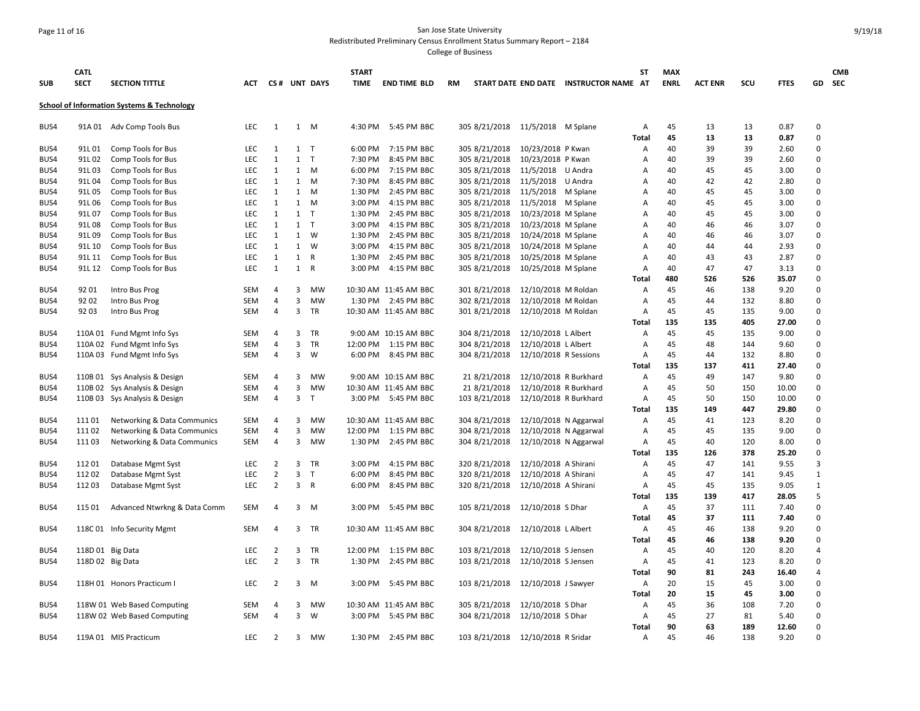San Jose State University

Redistributed Preliminary Census Enrollment Status Summary Report – 2184

College of Business

| SUB | CATL SECT | SECTION TITTLE | ACT | CS # | UNT | DAYS | START TIME | END TIME | BLD | RM | START DATE | END DATE | INSTRUCTOR NAME | ST AT | MAX ENRL | ACT ENR | SCU | FTES | GD | CMB SEC |
|---|---|---|---|---|---|---|---|---|---|---|---|---|---|---|---|---|---|---|---|---|
| **School of Information Systems & Technology** | | | | | | | | | | | | | | | | | | | | |
| BUS4 | 91A 01 | Adv Comp Tools Bus | LEC | 1 | 1 | M | 4:30 PM | 5:45 PM | BBC | 305 | 8/21/2018 | 11/5/2018 | M Splane | A | 45 | 13 | 13 | 0.87 | 0 | |
| | | | | | | | | | | | | | | Total | 45 | 13 | 13 | 0.87 | 0 | |
| BUS4 | 91L 01 | Comp Tools for Bus | LEC | 1 | 1 | T | 6:00 PM | 7:15 PM | BBC | 305 | 8/21/2018 | 10/23/2018 | P Kwan | A | 40 | 39 | 39 | 2.60 | 0 | |
| BUS4 | 91L 02 | Comp Tools for Bus | LEC | 1 | 1 | T | 7:30 PM | 8:45 PM | BBC | 305 | 8/21/2018 | 10/23/2018 | P Kwan | A | 40 | 39 | 39 | 2.60 | 0 | |
| BUS4 | 91L 03 | Comp Tools for Bus | LEC | 1 | 1 | M | 6:00 PM | 7:15 PM | BBC | 305 | 8/21/2018 | 11/5/2018 | U Andra | A | 40 | 45 | 45 | 3.00 | 0 | |
| BUS4 | 91L 04 | Comp Tools for Bus | LEC | 1 | 1 | M | 7:30 PM | 8:45 PM | BBC | 305 | 8/21/2018 | 11/5/2018 | U Andra | A | 40 | 42 | 42 | 2.80 | 0 | |
| BUS4 | 91L 05 | Comp Tools for Bus | LEC | 1 | 1 | M | 1:30 PM | 2:45 PM | BBC | 305 | 8/21/2018 | 11/5/2018 | M Splane | A | 40 | 45 | 45 | 3.00 | 0 | |
| BUS4 | 91L 06 | Comp Tools for Bus | LEC | 1 | 1 | M | 3:00 PM | 4:15 PM | BBC | 305 | 8/21/2018 | 11/5/2018 | M Splane | A | 40 | 45 | 45 | 3.00 | 0 | |
| BUS4 | 91L 07 | Comp Tools for Bus | LEC | 1 | 1 | T | 1:30 PM | 2:45 PM | BBC | 305 | 8/21/2018 | 10/23/2018 | M Splane | A | 40 | 45 | 45 | 3.00 | 0 | |
| BUS4 | 91L 08 | Comp Tools for Bus | LEC | 1 | 1 | T | 3:00 PM | 4:15 PM | BBC | 305 | 8/21/2018 | 10/23/2018 | M Splane | A | 40 | 46 | 46 | 3.07 | 0 | |
| BUS4 | 91L 09 | Comp Tools for Bus | LEC | 1 | 1 | W | 1:30 PM | 2:45 PM | BBC | 305 | 8/21/2018 | 10/24/2018 | M Splane | A | 40 | 46 | 46 | 3.07 | 0 | |
| BUS4 | 91L 10 | Comp Tools for Bus | LEC | 1 | 1 | W | 3:00 PM | 4:15 PM | BBC | 305 | 8/21/2018 | 10/24/2018 | M Splane | A | 40 | 44 | 44 | 2.93 | 0 | |
| BUS4 | 91L 11 | Comp Tools for Bus | LEC | 1 | 1 | R | 1:30 PM | 2:45 PM | BBC | 305 | 8/21/2018 | 10/25/2018 | M Splane | A | 40 | 43 | 43 | 2.87 | 0 | |
| BUS4 | 91L 12 | Comp Tools for Bus | LEC | 1 | 1 | R | 3:00 PM | 4:15 PM | BBC | 305 | 8/21/2018 | 10/25/2018 | M Splane | A | 40 | 47 | 47 | 3.13 | 0 | |
| | | | | | | | | | | | | | | Total | 480 | 526 | 526 | 35.07 | 0 | |
| BUS4 | 92 01 | Intro Bus Prog | SEM | 4 | 3 | MW | 10:30 AM | 11:45 AM | BBC | 301 | 8/21/2018 | 12/10/2018 | M Roldan | A | 45 | 46 | 138 | 9.20 | 0 | |
| BUS4 | 92 02 | Intro Bus Prog | SEM | 4 | 3 | MW | 1:30 PM | 2:45 PM | BBC | 302 | 8/21/2018 | 12/10/2018 | M Roldan | A | 45 | 44 | 132 | 8.80 | 0 | |
| BUS4 | 92 03 | Intro Bus Prog | SEM | 4 | 3 | TR | 10:30 AM | 11:45 AM | BBC | 301 | 8/21/2018 | 12/10/2018 | M Roldan | A | 45 | 45 | 135 | 9.00 | 0 | |
| | | | | | | | | | | | | | | Total | 135 | 135 | 405 | 27.00 | 0 | |
| BUS4 | 110A 01 | Fund Mgmt Info Sys | SEM | 4 | 3 | TR | 9:00 AM | 10:15 AM | BBC | 304 | 8/21/2018 | 12/10/2018 | L Albert | A | 45 | 45 | 135 | 9.00 | 0 | |
| BUS4 | 110A 02 | Fund Mgmt Info Sys | SEM | 4 | 3 | TR | 12:00 PM | 1:15 PM | BBC | 304 | 8/21/2018 | 12/10/2018 | L Albert | A | 45 | 48 | 144 | 9.60 | 0 | |
| BUS4 | 110A 03 | Fund Mgmt Info Sys | SEM | 4 | 3 | W | 6:00 PM | 8:45 PM | BBC | 304 | 8/21/2018 | 12/10/2018 | R Sessions | A | 45 | 44 | 132 | 8.80 | 0 | |
| | | | | | | | | | | | | | | Total | 135 | 137 | 411 | 27.40 | 0 | |
| BUS4 | 110B 01 | Sys Analysis & Design | SEM | 4 | 3 | MW | 9:00 AM | 10:15 AM | BBC | 21 | 8/21/2018 | 12/10/2018 | R Burkhard | A | 45 | 49 | 147 | 9.80 | 0 | |
| BUS4 | 110B 02 | Sys Analysis & Design | SEM | 4 | 3 | MW | 10:30 AM | 11:45 AM | BBC | 21 | 8/21/2018 | 12/10/2018 | R Burkhard | A | 45 | 50 | 150 | 10.00 | 0 | |
| BUS4 | 110B 03 | Sys Analysis & Design | SEM | 4 | 3 | T | 3:00 PM | 5:45 PM | BBC | 103 | 8/21/2018 | 12/10/2018 | R Burkhard | A | 45 | 50 | 150 | 10.00 | 0 | |
| | | | | | | | | | | | | | | Total | 135 | 149 | 447 | 29.80 | 0 | |
| BUS4 | 111 01 | Networking & Data Communics | SEM | 4 | 3 | MW | 10:30 AM | 11:45 AM | BBC | 304 | 8/21/2018 | 12/10/2018 | N Aggarwal | A | 45 | 41 | 123 | 8.20 | 0 | |
| BUS4 | 111 02 | Networking & Data Communics | SEM | 4 | 3 | MW | 12:00 PM | 1:15 PM | BBC | 304 | 8/21/2018 | 12/10/2018 | N Aggarwal | A | 45 | 45 | 135 | 9.00 | 0 | |
| BUS4 | 111 03 | Networking & Data Communics | SEM | 4 | 3 | MW | 1:30 PM | 2:45 PM | BBC | 304 | 8/21/2018 | 12/10/2018 | N Aggarwal | A | 45 | 40 | 120 | 8.00 | 0 | |
| | | | | | | | | | | | | | | Total | 135 | 126 | 378 | 25.20 | 0 | |
| BUS4 | 112 01 | Database Mgmt Syst | LEC | 2 | 3 | TR | 3:00 PM | 4:15 PM | BBC | 320 | 8/21/2018 | 12/10/2018 | A Shirani | A | 45 | 47 | 141 | 9.55 | 3 | |
| BUS4 | 112 02 | Database Mgmt Syst | LEC | 2 | 3 | T | 6:00 PM | 8:45 PM | BBC | 320 | 8/21/2018 | 12/10/2018 | A Shirani | A | 45 | 47 | 141 | 9.45 | 1 | |
| BUS4 | 112 03 | Database Mgmt Syst | LEC | 2 | 3 | R | 6:00 PM | 8:45 PM | BBC | 320 | 8/21/2018 | 12/10/2018 | A Shirani | A | 45 | 45 | 135 | 9.05 | 1 | |
| | | | | | | | | | | | | | | Total | 135 | 139 | 417 | 28.05 | 5 | |
| BUS4 | 115 01 | Advanced Ntwrkng & Data Comm | SEM | 4 | 3 | M | 3:00 PM | 5:45 PM | BBC | 105 | 8/21/2018 | 12/10/2018 | S Dhar | A | 45 | 37 | 111 | 7.40 | 0 | |
| | | | | | | | | | | | | | | Total | 45 | 37 | 111 | 7.40 | 0 | |
| BUS4 | 118C 01 | Info Security Mgmt | SEM | 4 | 3 | TR | 10:30 AM | 11:45 AM | BBC | 304 | 8/21/2018 | 12/10/2018 | L Albert | A | 45 | 46 | 138 | 9.20 | 0 | |
| | | | | | | | | | | | | | | Total | 45 | 46 | 138 | 9.20 | 0 | |
| BUS4 | 118D 01 | Big Data | LEC | 2 | 3 | TR | 12:00 PM | 1:15 PM | BBC | 103 | 8/21/2018 | 12/10/2018 | S Jensen | A | 45 | 40 | 120 | 8.20 | 4 | |
| BUS4 | 118D 02 | Big Data | LEC | 2 | 3 | TR | 1:30 PM | 2:45 PM | BBC | 103 | 8/21/2018 | 12/10/2018 | S Jensen | A | 45 | 41 | 123 | 8.20 | 0 | |
| | | | | | | | | | | | | | | Total | 90 | 81 | 243 | 16.40 | 4 | |
| BUS4 | 118H 01 | Honors Practicum I | LEC | 2 | 3 | M | 3:00 PM | 5:45 PM | BBC | 103 | 8/21/2018 | 12/10/2018 | J Sawyer | A | 20 | 15 | 45 | 3.00 | 0 | |
| | | | | | | | | | | | | | | Total | 20 | 15 | 45 | 3.00 | 0 | |
| BUS4 | 118W 01 | Web Based Computing | SEM | 4 | 3 | MW | 10:30 AM | 11:45 AM | BBC | 305 | 8/21/2018 | 12/10/2018 | S Dhar | A | 45 | 36 | 108 | 7.20 | 0 | |
| BUS4 | 118W 02 | Web Based Computing | SEM | 4 | 3 | W | 3:00 PM | 5:45 PM | BBC | 304 | 8/21/2018 | 12/10/2018 | S Dhar | A | 45 | 27 | 81 | 5.40 | 0 | |
| | | | | | | | | | | | | | | Total | 90 | 63 | 189 | 12.60 | 0 | |
| BUS4 | 119A 01 | MIS Practicum | LEC | 2 | 3 | MW | 1:30 PM | 2:45 PM | BBC | 103 | 8/21/2018 | 12/10/2018 | R Sridar | A | 45 | 46 | 138 | 9.20 | 0 | |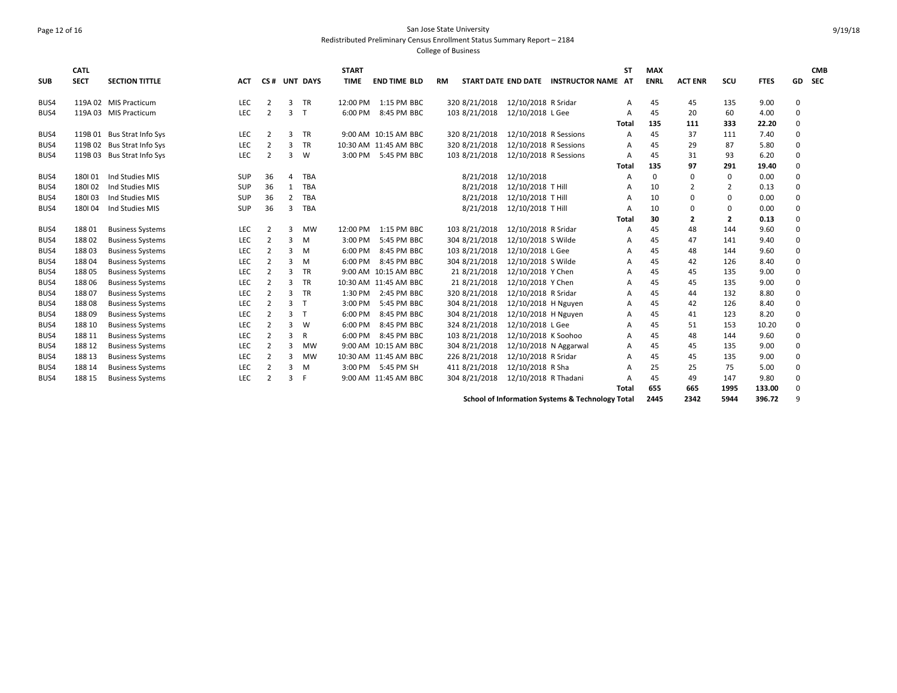San Jose State University

Redistributed Preliminary Census Enrollment Status Summary Report – 2184

College of Business

| SUB | CATL SECT | SECTION TITTLE | ACT | CS # | UNT | DAYS | START TIME | END TIME | BLD | RM | START DATE | END DATE | INSTRUCTOR NAME | ST AT | MAX ENRL | ACT ENR | SCU | FTES | GD | CMB SEC |
|---|---|---|---|---|---|---|---|---|---|---|---|---|---|---|---|---|---|---|---|---|
| BUS4 | 119A 02 | MIS Practicum | LEC | 2 | 3 | TR | 12:00 PM | 1:15 PM | BBC | 320 | 8/21/2018 | 12/10/2018 | R Sridar | A | 45 | 45 | 135 | 9.00 | 0 | |
| BUS4 | 119A 03 | MIS Practicum | LEC | 2 | 3 | T | 6:00 PM | 8:45 PM | BBC | 103 | 8/21/2018 | 12/10/2018 | L Gee | A | 45 | 20 | 60 | 4.00 | 0 | |
| | | | | | | | | | | | | | | **Total** | **135** | **111** | **333** | **22.20** | 0 | |
| BUS4 | 119B 01 | Bus Strat Info Sys | LEC | 2 | 3 | TR | 9:00 AM | 10:15 AM | BBC | 320 | 8/21/2018 | 12/10/2018 | R Sessions | A | 45 | 37 | 111 | 7.40 | 0 | |
| BUS4 | 119B 02 | Bus Strat Info Sys | LEC | 2 | 3 | TR | 10:30 AM | 11:45 AM | BBC | 320 | 8/21/2018 | 12/10/2018 | R Sessions | A | 45 | 29 | 87 | 5.80 | 0 | |
| BUS4 | 119B 03 | Bus Strat Info Sys | LEC | 2 | 3 | W | 3:00 PM | 5:45 PM | BBC | 103 | 8/21/2018 | 12/10/2018 | R Sessions | A | 45 | 31 | 93 | 6.20 | 0 | |
| | | | | | | | | | | | | | | **Total** | **135** | **97** | **291** | **19.40** | 0 | |
| BUS4 | 180I 01 | Ind Studies MIS | SUP | 36 | 4 | TBA | | | | | 8/21/2018 | 12/10/2018 | | A | 0 | 0 | 0 | 0.00 | 0 | |
| BUS4 | 180I 02 | Ind Studies MIS | SUP | 36 | 1 | TBA | | | | | 8/21/2018 | 12/10/2018 | T Hill | A | 10 | 2 | 2 | 0.13 | 0 | |
| BUS4 | 180I 03 | Ind Studies MIS | SUP | 36 | 2 | TBA | | | | | 8/21/2018 | 12/10/2018 | T Hill | A | 10 | 0 | 0 | 0.00 | 0 | |
| BUS4 | 180I 04 | Ind Studies MIS | SUP | 36 | 3 | TBA | | | | | 8/21/2018 | 12/10/2018 | T Hill | A | 10 | 0 | 0 | 0.00 | 0 | |
| | | | | | | | | | | | | | | **Total** | **30** | **2** | **2** | **0.13** | 0 | |
| BUS4 | 188 01 | Business Systems | LEC | 2 | 3 | MW | 12:00 PM | 1:15 PM | BBC | 103 | 8/21/2018 | 12/10/2018 | R Sridar | A | 45 | 48 | 144 | 9.60 | 0 | |
| BUS4 | 188 02 | Business Systems | LEC | 2 | 3 | M | 3:00 PM | 5:45 PM | BBC | 304 | 8/21/2018 | 12/10/2018 | S Wilde | A | 45 | 47 | 141 | 9.40 | 0 | |
| BUS4 | 188 03 | Business Systems | LEC | 2 | 3 | M | 6:00 PM | 8:45 PM | BBC | 103 | 8/21/2018 | 12/10/2018 | L Gee | A | 45 | 48 | 144 | 9.60 | 0 | |
| BUS4 | 188 04 | Business Systems | LEC | 2 | 3 | M | 6:00 PM | 8:45 PM | BBC | 304 | 8/21/2018 | 12/10/2018 | S Wilde | A | 45 | 42 | 126 | 8.40 | 0 | |
| BUS4 | 188 05 | Business Systems | LEC | 2 | 3 | TR | 9:00 AM | 10:15 AM | BBC | 21 | 8/21/2018 | 12/10/2018 | Y Chen | A | 45 | 45 | 135 | 9.00 | 0 | |
| BUS4 | 188 06 | Business Systems | LEC | 2 | 3 | TR | 10:30 AM | 11:45 AM | BBC | 21 | 8/21/2018 | 12/10/2018 | Y Chen | A | 45 | 45 | 135 | 9.00 | 0 | |
| BUS4 | 188 07 | Business Systems | LEC | 2 | 3 | TR | 1:30 PM | 2:45 PM | BBC | 320 | 8/21/2018 | 12/10/2018 | R Sridar | A | 45 | 44 | 132 | 8.80 | 0 | |
| BUS4 | 188 08 | Business Systems | LEC | 2 | 3 | T | 3:00 PM | 5:45 PM | BBC | 304 | 8/21/2018 | 12/10/2018 | H Nguyen | A | 45 | 42 | 126 | 8.40 | 0 | |
| BUS4 | 188 09 | Business Systems | LEC | 2 | 3 | T | 6:00 PM | 8:45 PM | BBC | 304 | 8/21/2018 | 12/10/2018 | H Nguyen | A | 45 | 41 | 123 | 8.20 | 0 | |
| BUS4 | 188 10 | Business Systems | LEC | 2 | 3 | W | 6:00 PM | 8:45 PM | BBC | 324 | 8/21/2018 | 12/10/2018 | L Gee | A | 45 | 51 | 153 | 10.20 | 0 | |
| BUS4 | 188 11 | Business Systems | LEC | 2 | 3 | R | 6:00 PM | 8:45 PM | BBC | 103 | 8/21/2018 | 12/10/2018 | K Soohoo | A | 45 | 48 | 144 | 9.60 | 0 | |
| BUS4 | 188 12 | Business Systems | LEC | 2 | 3 | MW | 9:00 AM | 10:15 AM | BBC | 304 | 8/21/2018 | 12/10/2018 | N Aggarwal | A | 45 | 45 | 135 | 9.00 | 0 | |
| BUS4 | 188 13 | Business Systems | LEC | 2 | 3 | MW | 10:30 AM | 11:45 AM | BBC | 226 | 8/21/2018 | 12/10/2018 | R Sridar | A | 45 | 45 | 135 | 9.00 | 0 | |
| BUS4 | 188 14 | Business Systems | LEC | 2 | 3 | M | 3:00 PM | 5:45 PM | SH | 411 | 8/21/2018 | 12/10/2018 | R Sha | A | 25 | 25 | 75 | 5.00 | 0 | |
| BUS4 | 188 15 | Business Systems | LEC | 2 | 3 | F | 9:00 AM | 11:45 AM | BBC | 304 | 8/21/2018 | 12/10/2018 | R Thadani | A | 45 | 49 | 147 | 9.80 | 0 | |
| | | | | | | | | | | | | | | **Total** | **655** | **665** | **1995** | **133.00** | 0 | |
| | | | | | | | | | | | | | **School of Information Systems & Technology Total** | | **2445** | **2342** | **5944** | **396.72** | 9 | |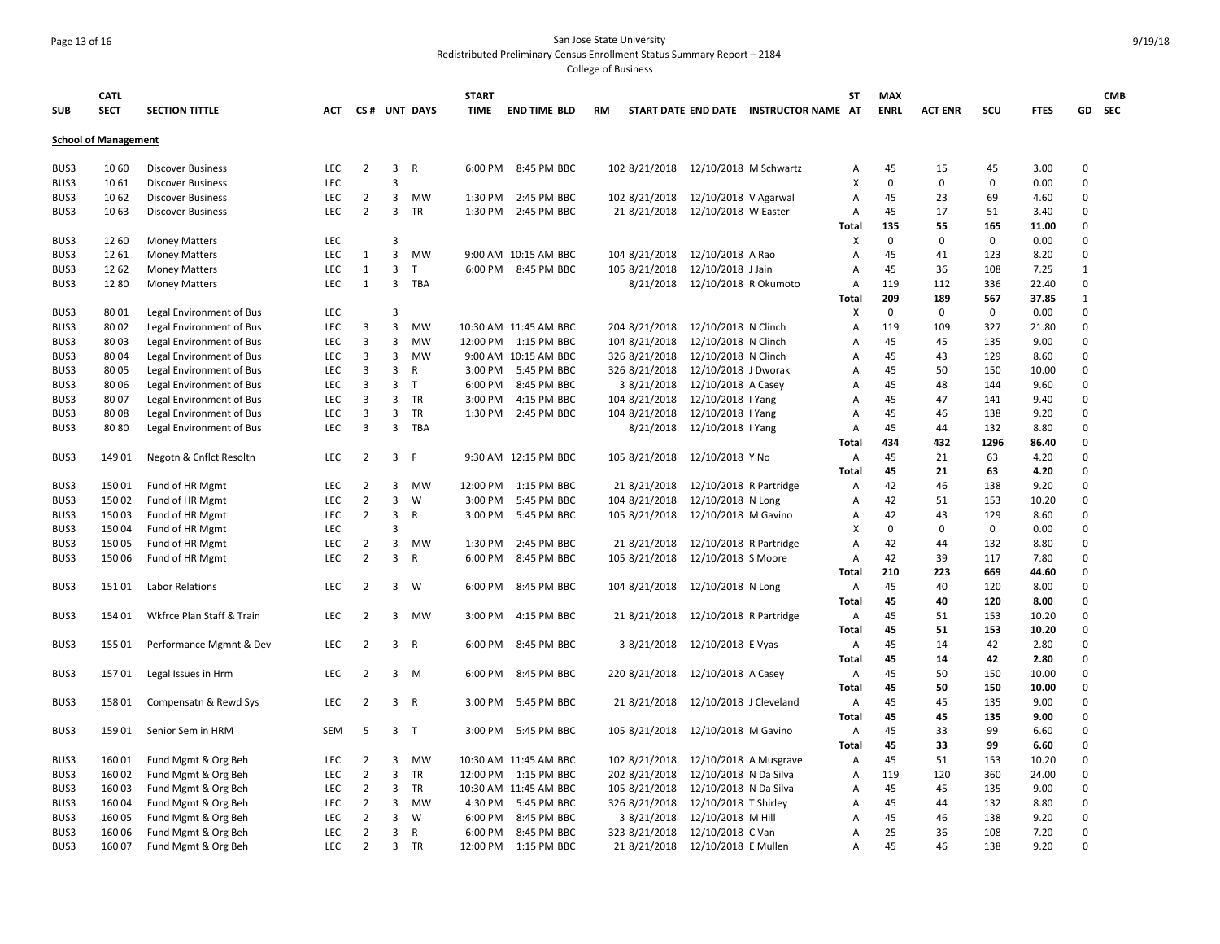San Jose State University

Redistributed Preliminary Census Enrollment Status Summary Report – 2184

College of Business

| SUB | CATL SECT | SECTION TITTLE | ACT | CS # | UNT | DAYS | START TIME | END TIME | BLD | RM | START DATE | END DATE | INSTRUCTOR NAME | ST AT | MAX ENRL | ACT ENR | SCU | FTES | GD | CMB SEC |
|---|---|---|---|---|---|---|---|---|---|---|---|---|---|---|---|---|---|---|---|---|
| **School of Management** | | | | | | | | | | | | | | | | | | | | |
| BUS3 | 10 60 | Discover Business | LEC | 2 | 3 | R | 6:00 PM | 8:45 PM | BBC | 102 | 8/21/2018 | 12/10/2018 | M Schwartz | A | 45 | 15 | 45 | 3.00 | 0 | |
| BUS3 | 10 61 | Discover Business | LEC | | 3 | | | | | | | | | X | 0 | 0 | 0 | 0.00 | 0 | |
| BUS3 | 10 62 | Discover Business | LEC | 2 | 3 | MW | 1:30 PM | 2:45 PM | BBC | 102 | 8/21/2018 | 12/10/2018 | V Agarwal | A | 45 | 23 | 69 | 4.60 | 0 | |
| BUS3 | 10 63 | Discover Business | LEC | 2 | 3 | TR | 1:30 PM | 2:45 PM | BBC | 21 | 8/21/2018 | 12/10/2018 | W Easter | A | 45 | 17 | 51 | 3.40 | 0 | |
| | | | | | | | | | | | | | | **Total** | **135** | **55** | **165** | **11.00** | 0 | |
| BUS3 | 12 60 | Money Matters | LEC | | 3 | | | | | | | | | X | 0 | 0 | 0 | 0.00 | 0 | |
| BUS3 | 12 61 | Money Matters | LEC | 1 | 3 | MW | 9:00 AM | 10:15 AM | BBC | 104 | 8/21/2018 | 12/10/2018 | A Rao | A | 45 | 41 | 123 | 8.20 | 0 | |
| BUS3 | 12 62 | Money Matters | LEC | 1 | 3 | T | 6:00 PM | 8:45 PM | BBC | 105 | 8/21/2018 | 12/10/2018 | J Jain | A | 45 | 36 | 108 | 7.25 | 1 | |
| BUS3 | 12 80 | Money Matters | LEC | 1 | 3 | TBA | | | | | 8/21/2018 | 12/10/2018 | R Okumoto | A | 119 | 112 | 336 | 22.40 | 0 | |
| | | | | | | | | | | | | | | **Total** | **209** | **189** | **567** | **37.85** | 1 | |
| BUS3 | 80 01 | Legal Environment of Bus | LEC | | 3 | | | | | | | | | X | 0 | 0 | 0 | 0.00 | 0 | |
| BUS3 | 80 02 | Legal Environment of Bus | LEC | 3 | 3 | MW | 10:30 AM | 11:45 AM | BBC | 204 | 8/21/2018 | 12/10/2018 | N Clinch | A | 119 | 109 | 327 | 21.80 | 0 | |
| BUS3 | 80 03 | Legal Environment of Bus | LEC | 3 | 3 | MW | 12:00 PM | 1:15 PM | BBC | 104 | 8/21/2018 | 12/10/2018 | N Clinch | A | 45 | 45 | 135 | 9.00 | 0 | |
| BUS3 | 80 04 | Legal Environment of Bus | LEC | 3 | 3 | MW | 9:00 AM | 10:15 AM | BBC | 326 | 8/21/2018 | 12/10/2018 | N Clinch | A | 45 | 43 | 129 | 8.60 | 0 | |
| BUS3 | 80 05 | Legal Environment of Bus | LEC | 3 | 3 | R | 3:00 PM | 5:45 PM | BBC | 326 | 8/21/2018 | 12/10/2018 | J Dworak | A | 45 | 50 | 150 | 10.00 | 0 | |
| BUS3 | 80 06 | Legal Environment of Bus | LEC | 3 | 3 | T | 6:00 PM | 8:45 PM | BBC | 3 | 8/21/2018 | 12/10/2018 | A Casey | A | 45 | 48 | 144 | 9.60 | 0 | |
| BUS3 | 80 07 | Legal Environment of Bus | LEC | 3 | 3 | TR | 3:00 PM | 4:15 PM | BBC | 104 | 8/21/2018 | 12/10/2018 | I Yang | A | 45 | 47 | 141 | 9.40 | 0 | |
| BUS3 | 80 08 | Legal Environment of Bus | LEC | 3 | 3 | TR | 1:30 PM | 2:45 PM | BBC | 104 | 8/21/2018 | 12/10/2018 | I Yang | A | 45 | 46 | 138 | 9.20 | 0 | |
| BUS3 | 80 80 | Legal Environment of Bus | LEC | 3 | 3 | TBA | | | | | 8/21/2018 | 12/10/2018 | I Yang | A | 45 | 44 | 132 | 8.80 | 0 | |
| | | | | | | | | | | | | | | **Total** | **434** | **432** | **1296** | **86.40** | 0 | |
| BUS3 | 149 01 | Negotn & Cnflct Resoltn | LEC | 2 | 3 | F | 9:30 AM | 12:15 PM | BBC | 105 | 8/21/2018 | 12/10/2018 | Y No | A | 45 | 21 | 63 | 4.20 | 0 | |
| | | | | | | | | | | | | | | **Total** | **45** | **21** | **63** | **4.20** | 0 | |
| BUS3 | 150 01 | Fund of HR Mgmt | LEC | 2 | 3 | MW | 12:00 PM | 1:15 PM | BBC | 21 | 8/21/2018 | 12/10/2018 | R Partridge | A | 42 | 46 | 138 | 9.20 | 0 | |
| BUS3 | 150 02 | Fund of HR Mgmt | LEC | 2 | 3 | W | 3:00 PM | 5:45 PM | BBC | 104 | 8/21/2018 | 12/10/2018 | N Long | A | 42 | 51 | 153 | 10.20 | 0 | |
| BUS3 | 150 03 | Fund of HR Mgmt | LEC | 2 | 3 | R | 3:00 PM | 5:45 PM | BBC | 105 | 8/21/2018 | 12/10/2018 | M Gavino | A | 42 | 43 | 129 | 8.60 | 0 | |
| BUS3 | 150 04 | Fund of HR Mgmt | LEC | | 3 | | | | | | | | | X | 0 | 0 | 0 | 0.00 | 0 | |
| BUS3 | 150 05 | Fund of HR Mgmt | LEC | 2 | 3 | MW | 1:30 PM | 2:45 PM | BBC | 21 | 8/21/2018 | 12/10/2018 | R Partridge | A | 42 | 44 | 132 | 8.80 | 0 | |
| BUS3 | 150 06 | Fund of HR Mgmt | LEC | 2 | 3 | R | 6:00 PM | 8:45 PM | BBC | 105 | 8/21/2018 | 12/10/2018 | S Moore | A | 42 | 39 | 117 | 7.80 | 0 | |
| | | | | | | | | | | | | | | **Total** | **210** | **223** | **669** | **44.60** | 0 | |
| BUS3 | 151 01 | Labor Relations | LEC | 2 | 3 | W | 6:00 PM | 8:45 PM | BBC | 104 | 8/21/2018 | 12/10/2018 | N Long | A | 45 | 40 | 120 | 8.00 | 0 | |
| | | | | | | | | | | | | | | **Total** | **45** | **40** | **120** | **8.00** | 0 | |
| BUS3 | 154 01 | Wkfrce Plan Staff & Train | LEC | 2 | 3 | MW | 3:00 PM | 4:15 PM | BBC | 21 | 8/21/2018 | 12/10/2018 | R Partridge | A | 45 | 51 | 153 | 10.20 | 0 | |
| | | | | | | | | | | | | | | **Total** | **45** | **51** | **153** | **10.20** | 0 | |
| BUS3 | 155 01 | Performance Mgmnt & Dev | LEC | 2 | 3 | R | 6:00 PM | 8:45 PM | BBC | 3 | 8/21/2018 | 12/10/2018 | E Vyas | A | 45 | 14 | 42 | 2.80 | 0 | |
| | | | | | | | | | | | | | | **Total** | **45** | **14** | **42** | **2.80** | 0 | |
| BUS3 | 157 01 | Legal Issues in Hrm | LEC | 2 | 3 | M | 6:00 PM | 8:45 PM | BBC | 220 | 8/21/2018 | 12/10/2018 | A Casey | A | 45 | 50 | 150 | 10.00 | 0 | |
| | | | | | | | | | | | | | | **Total** | **45** | **50** | **150** | **10.00** | 0 | |
| BUS3 | 158 01 | Compensatn & Rewd Sys | LEC | 2 | 3 | R | 3:00 PM | 5:45 PM | BBC | 21 | 8/21/2018 | 12/10/2018 | J Cleveland | A | 45 | 45 | 135 | 9.00 | 0 | |
| | | | | | | | | | | | | | | **Total** | **45** | **45** | **135** | **9.00** | 0 | |
| BUS3 | 159 01 | Senior Sem in HRM | SEM | 5 | 3 | T | 3:00 PM | 5:45 PM | BBC | 105 | 8/21/2018 | 12/10/2018 | M Gavino | A | 45 | 33 | 99 | 6.60 | 0 | |
| | | | | | | | | | | | | | | **Total** | **45** | **33** | **99** | **6.60** | 0 | |
| BUS3 | 160 01 | Fund Mgmt & Org Beh | LEC | 2 | 3 | MW | 10:30 AM | 11:45 AM | BBC | 102 | 8/21/2018 | 12/10/2018 | A Musgrave | A | 45 | 51 | 153 | 10.20 | 0 | |
| BUS3 | 160 02 | Fund Mgmt & Org Beh | LEC | 2 | 3 | TR | 12:00 PM | 1:15 PM | BBC | 202 | 8/21/2018 | 12/10/2018 | N Da Silva | A | 119 | 120 | 360 | 24.00 | 0 | |
| BUS3 | 160 03 | Fund Mgmt & Org Beh | LEC | 2 | 3 | TR | 10:30 AM | 11:45 AM | BBC | 105 | 8/21/2018 | 12/10/2018 | N Da Silva | A | 45 | 45 | 135 | 9.00 | 0 | |
| BUS3 | 160 04 | Fund Mgmt & Org Beh | LEC | 2 | 3 | MW | 4:30 PM | 5:45 PM | BBC | 326 | 8/21/2018 | 12/10/2018 | T Shirley | A | 45 | 44 | 132 | 8.80 | 0 | |
| BUS3 | 160 05 | Fund Mgmt & Org Beh | LEC | 2 | 3 | W | 6:00 PM | 8:45 PM | BBC | 3 | 8/21/2018 | 12/10/2018 | M Hill | A | 45 | 46 | 138 | 9.20 | 0 | |
| BUS3 | 160 06 | Fund Mgmt & Org Beh | LEC | 2 | 3 | R | 6:00 PM | 8:45 PM | BBC | 323 | 8/21/2018 | 12/10/2018 | C Van | A | 25 | 36 | 108 | 7.20 | 0 | |
| BUS3 | 160 07 | Fund Mgmt & Org Beh | LEC | 2 | 3 | TR | 12:00 PM | 1:15 PM | BBC | 21 | 8/21/2018 | 12/10/2018 | E Mullen | A | 45 | 46 | 138 | 9.20 | 0 | |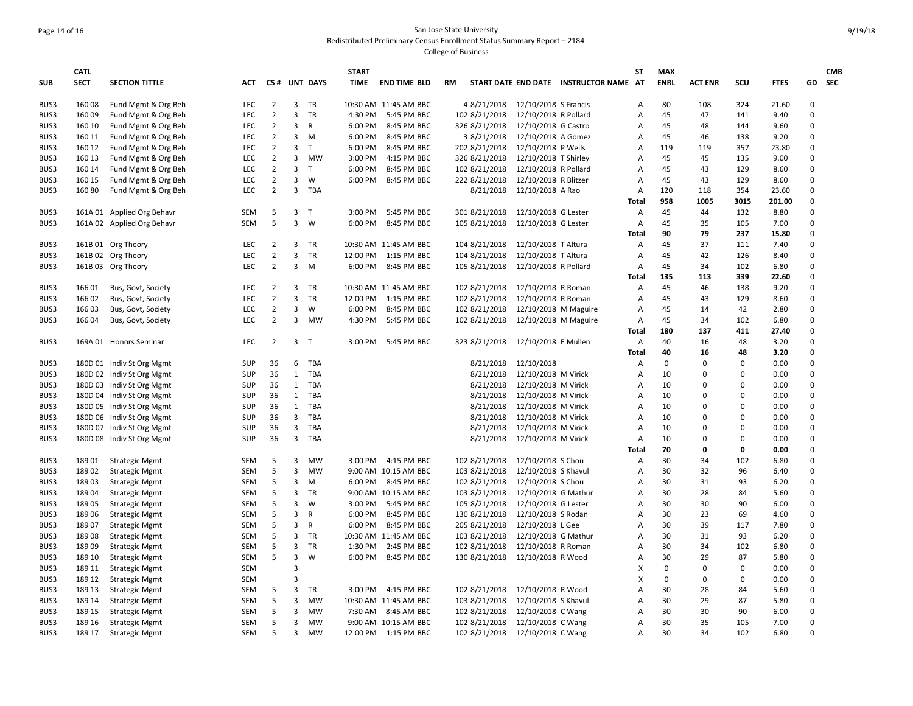San Jose State University
Redistributed Preliminary Census Enrollment Status Summary Report – 2184
College of Business

| SUB | CATL SECT | SECTION TITTLE | ACT | CS # | UNT | DAYS | START TIME | END TIME | BLD | RM | START DATE | END DATE | INSTRUCTOR NAME | ST AT | MAX ENRL | ACT ENR | SCU | FTES | GD | CMB SEC |
|---|---|---|---|---|---|---|---|---|---|---|---|---|---|---|---|---|---|---|---|---|
| BUS3 | 160 08 | Fund Mgmt & Org Beh | LEC | 2 | 3 | TR | 10:30 AM | 11:45 AM | BBC | 4 | 8/21/2018 | 12/10/2018 | S Francis | A | 80 | 108 | 324 | 21.60 | 0 | |
| BUS3 | 160 09 | Fund Mgmt & Org Beh | LEC | 2 | 3 | TR | 4:30 PM | 5:45 PM | BBC | 102 | 8/21/2018 | 12/10/2018 | R Pollard | A | 45 | 47 | 141 | 9.40 | 0 | |
| BUS3 | 160 10 | Fund Mgmt & Org Beh | LEC | 2 | 3 | R | 6:00 PM | 8:45 PM | BBC | 326 | 8/21/2018 | 12/10/2018 | G Castro | A | 45 | 48 | 144 | 9.60 | 0 | |
| BUS3 | 160 11 | Fund Mgmt & Org Beh | LEC | 2 | 3 | M | 6:00 PM | 8:45 PM | BBC | 3 | 8/21/2018 | 12/10/2018 | A Gomez | A | 45 | 46 | 138 | 9.20 | 0 | |
| BUS3 | 160 12 | Fund Mgmt & Org Beh | LEC | 2 | 3 | T | 6:00 PM | 8:45 PM | BBC | 202 | 8/21/2018 | 12/10/2018 | P Wells | A | 119 | 119 | 357 | 23.80 | 0 | |
| BUS3 | 160 13 | Fund Mgmt & Org Beh | LEC | 2 | 3 | MW | 3:00 PM | 4:15 PM | BBC | 326 | 8/21/2018 | 12/10/2018 | T Shirley | A | 45 | 45 | 135 | 9.00 | 0 | |
| BUS3 | 160 14 | Fund Mgmt & Org Beh | LEC | 2 | 3 | T | 6:00 PM | 8:45 PM | BBC | 102 | 8/21/2018 | 12/10/2018 | R Pollard | A | 45 | 43 | 129 | 8.60 | 0 | |
| BUS3 | 160 15 | Fund Mgmt & Org Beh | LEC | 2 | 3 | W | 6:00 PM | 8:45 PM | BBC | 222 | 8/21/2018 | 12/10/2018 | R Blitzer | A | 45 | 43 | 129 | 8.60 | 0 | |
| BUS3 | 160 80 | Fund Mgmt & Org Beh | LEC | 2 | 3 | TBA | | | | | 8/21/2018 | 12/10/2018 | A Rao | A | 120 | 118 | 354 | 23.60 | 0 | |
| | | | | | | | | | | | | | | **Total** | **958** | **1005** | **3015** | **201.00** | 0 | |
| BUS3 | 161A 01 | Applied Org Behavr | SEM | 5 | 3 | T | 3:00 PM | 5:45 PM | BBC | 301 | 8/21/2018 | 12/10/2018 | G Lester | A | 45 | 44 | 132 | 8.80 | 0 | |
| BUS3 | 161A 02 | Applied Org Behavr | SEM | 5 | 3 | W | 6:00 PM | 8:45 PM | BBC | 105 | 8/21/2018 | 12/10/2018 | G Lester | A | 45 | 35 | 105 | 7.00 | 0 | |
| | | | | | | | | | | | | | | **Total** | **90** | **79** | **237** | **15.80** | 0 | |
| BUS3 | 161B 01 | Org Theory | LEC | 2 | 3 | TR | 10:30 AM | 11:45 AM | BBC | 104 | 8/21/2018 | 12/10/2018 | T Altura | A | 45 | 37 | 111 | 7.40 | 0 | |
| BUS3 | 161B 02 | Org Theory | LEC | 2 | 3 | TR | 12:00 PM | 1:15 PM | BBC | 104 | 8/21/2018 | 12/10/2018 | T Altura | A | 45 | 42 | 126 | 8.40 | 0 | |
| BUS3 | 161B 03 | Org Theory | LEC | 2 | 3 | M | 6:00 PM | 8:45 PM | BBC | 105 | 8/21/2018 | 12/10/2018 | R Pollard | A | 45 | 34 | 102 | 6.80 | 0 | |
| | | | | | | | | | | | | | | **Total** | **135** | **113** | **339** | **22.60** | 0 | |
| BUS3 | 166 01 | Bus, Govt, Society | LEC | 2 | 3 | TR | 10:30 AM | 11:45 AM | BBC | 102 | 8/21/2018 | 12/10/2018 | R Roman | A | 45 | 46 | 138 | 9.20 | 0 | |
| BUS3 | 166 02 | Bus, Govt, Society | LEC | 2 | 3 | TR | 12:00 PM | 1:15 PM | BBC | 102 | 8/21/2018 | 12/10/2018 | R Roman | A | 45 | 43 | 129 | 8.60 | 0 | |
| BUS3 | 166 03 | Bus, Govt, Society | LEC | 2 | 3 | W | 6:00 PM | 8:45 PM | BBC | 102 | 8/21/2018 | 12/10/2018 | M Maguire | A | 45 | 14 | 42 | 2.80 | 0 | |
| BUS3 | 166 04 | Bus, Govt, Society | LEC | 2 | 3 | MW | 4:30 PM | 5:45 PM | BBC | 102 | 8/21/2018 | 12/10/2018 | M Maguire | A | 45 | 34 | 102 | 6.80 | 0 | |
| | | | | | | | | | | | | | | **Total** | **180** | **137** | **411** | **27.40** | 0 | |
| BUS3 | 169A 01 | Honors Seminar | LEC | 2 | 3 | T | 3:00 PM | 5:45 PM | BBC | 323 | 8/21/2018 | 12/10/2018 | E Mullen | A | 40 | 16 | 48 | 3.20 | 0 | |
| | | | | | | | | | | | | | | **Total** | **40** | **16** | **48** | **3.20** | 0 | |
| BUS3 | 180D 01 | Indiv St Org Mgmt | SUP | 36 | 6 | TBA | | | | | 8/21/2018 | 12/10/2018 | | A | 0 | 0 | 0 | 0.00 | 0 | |
| BUS3 | 180D 02 | Indiv St Org Mgmt | SUP | 36 | 1 | TBA | | | | | 8/21/2018 | 12/10/2018 | M Virick | A | 10 | 0 | 0 | 0.00 | 0 | |
| BUS3 | 180D 03 | Indiv St Org Mgmt | SUP | 36 | 1 | TBA | | | | | 8/21/2018 | 12/10/2018 | M Virick | A | 10 | 0 | 0 | 0.00 | 0 | |
| BUS3 | 180D 04 | Indiv St Org Mgmt | SUP | 36 | 1 | TBA | | | | | 8/21/2018 | 12/10/2018 | M Virick | A | 10 | 0 | 0 | 0.00 | 0 | |
| BUS3 | 180D 05 | Indiv St Org Mgmt | SUP | 36 | 1 | TBA | | | | | 8/21/2018 | 12/10/2018 | M Virick | A | 10 | 0 | 0 | 0.00 | 0 | |
| BUS3 | 180D 06 | Indiv St Org Mgmt | SUP | 36 | 3 | TBA | | | | | 8/21/2018 | 12/10/2018 | M Virick | A | 10 | 0 | 0 | 0.00 | 0 | |
| BUS3 | 180D 07 | Indiv St Org Mgmt | SUP | 36 | 3 | TBA | | | | | 8/21/2018 | 12/10/2018 | M Virick | A | 10 | 0 | 0 | 0.00 | 0 | |
| BUS3 | 180D 08 | Indiv St Org Mgmt | SUP | 36 | 3 | TBA | | | | | 8/21/2018 | 12/10/2018 | M Virick | A | 10 | 0 | 0 | 0.00 | 0 | |
| | | | | | | | | | | | | | | **Total** | **70** | **0** | **0** | **0.00** | 0 | |
| BUS3 | 189 01 | Strategic Mgmt | SEM | 5 | 3 | MW | 3:00 PM | 4:15 PM | BBC | 102 | 8/21/2018 | 12/10/2018 | S Chou | A | 30 | 34 | 102 | 6.80 | 0 | |
| BUS3 | 189 02 | Strategic Mgmt | SEM | 5 | 3 | MW | 9:00 AM | 10:15 AM | BBC | 103 | 8/21/2018 | 12/10/2018 | S Khavul | A | 30 | 32 | 96 | 6.40 | 0 | |
| BUS3 | 189 03 | Strategic Mgmt | SEM | 5 | 3 | M | 6:00 PM | 8:45 PM | BBC | 102 | 8/21/2018 | 12/10/2018 | S Chou | A | 30 | 31 | 93 | 6.20 | 0 | |
| BUS3 | 189 04 | Strategic Mgmt | SEM | 5 | 3 | TR | 9:00 AM | 10:15 AM | BBC | 103 | 8/21/2018 | 12/10/2018 | G Mathur | A | 30 | 28 | 84 | 5.60 | 0 | |
| BUS3 | 189 05 | Strategic Mgmt | SEM | 5 | 3 | W | 3:00 PM | 5:45 PM | BBC | 105 | 8/21/2018 | 12/10/2018 | G Lester | A | 30 | 30 | 90 | 6.00 | 0 | |
| BUS3 | 189 06 | Strategic Mgmt | SEM | 5 | 3 | R | 6:00 PM | 8:45 PM | BBC | 130 | 8/21/2018 | 12/10/2018 | S Rodan | A | 30 | 23 | 69 | 4.60 | 0 | |
| BUS3 | 189 07 | Strategic Mgmt | SEM | 5 | 3 | R | 6:00 PM | 8:45 PM | BBC | 205 | 8/21/2018 | 12/10/2018 | L Gee | A | 30 | 39 | 117 | 7.80 | 0 | |
| BUS3 | 189 08 | Strategic Mgmt | SEM | 5 | 3 | TR | 10:30 AM | 11:45 AM | BBC | 103 | 8/21/2018 | 12/10/2018 | G Mathur | A | 30 | 31 | 93 | 6.20 | 0 | |
| BUS3 | 189 09 | Strategic Mgmt | SEM | 5 | 3 | TR | 1:30 PM | 2:45 PM | BBC | 102 | 8/21/2018 | 12/10/2018 | R Roman | A | 30 | 34 | 102 | 6.80 | 0 | |
| BUS3 | 189 10 | Strategic Mgmt | SEM | 5 | 3 | W | 6:00 PM | 8:45 PM | BBC | 130 | 8/21/2018 | 12/10/2018 | R Wood | A | 30 | 29 | 87 | 5.80 | 0 | |
| BUS3 | 189 11 | Strategic Mgmt | SEM | | 3 | | | | | | | | | X | 0 | 0 | 0 | 0.00 | 0 | |
| BUS3 | 189 12 | Strategic Mgmt | SEM | | 3 | | | | | | | | | X | 0 | 0 | 0 | 0.00 | 0 | |
| BUS3 | 189 13 | Strategic Mgmt | SEM | 5 | 3 | TR | 3:00 PM | 4:15 PM | BBC | 102 | 8/21/2018 | 12/10/2018 | R Wood | A | 30 | 28 | 84 | 5.60 | 0 | |
| BUS3 | 189 14 | Strategic Mgmt | SEM | 5 | 3 | MW | 10:30 AM | 11:45 AM | BBC | 103 | 8/21/2018 | 12/10/2018 | S Khavul | A | 30 | 29 | 87 | 5.80 | 0 | |
| BUS3 | 189 15 | Strategic Mgmt | SEM | 5 | 3 | MW | 7:30 AM | 8:45 AM | BBC | 102 | 8/21/2018 | 12/10/2018 | C Wang | A | 30 | 30 | 90 | 6.00 | 0 | |
| BUS3 | 189 16 | Strategic Mgmt | SEM | 5 | 3 | MW | 9:00 AM | 10:15 AM | BBC | 102 | 8/21/2018 | 12/10/2018 | C Wang | A | 30 | 35 | 105 | 7.00 | 0 | |
| BUS3 | 189 17 | Strategic Mgmt | SEM | 5 | 3 | MW | 12:00 PM | 1:15 PM | BBC | 102 | 8/21/2018 | 12/10/2018 | C Wang | A | 30 | 34 | 102 | 6.80 | 0 | |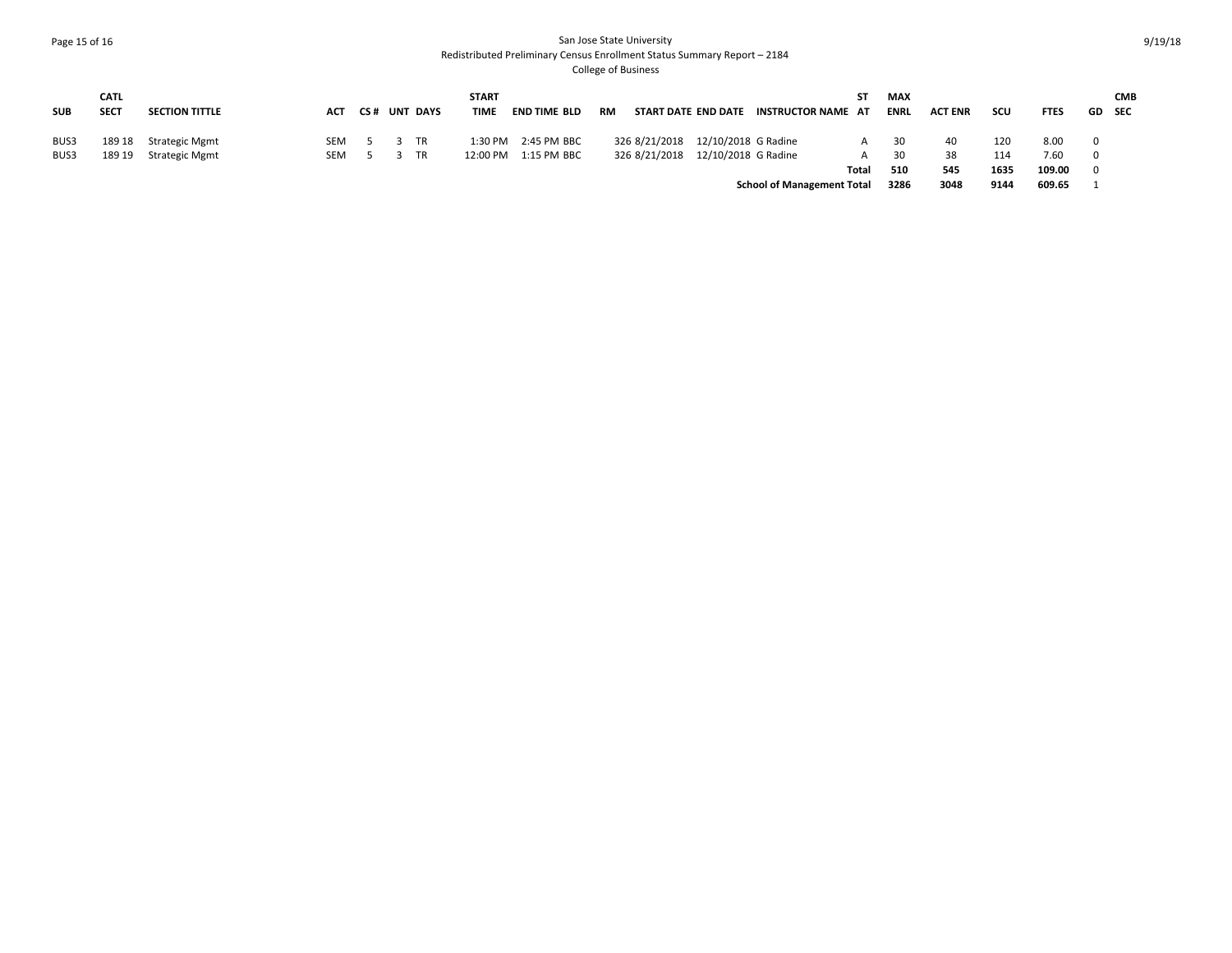| SUB | CATL SECT | SECTION TITTLE | ACT | CS # | UNT | DAYS | START TIME | END TIME | BLD | RM | START DATE | END DATE | INSTRUCTOR NAME | ST AT | MAX ENRL | ACT ENR | SCU | FTES | GD | CMB SEC |
|---|---|---|---|---|---|---|---|---|---|---|---|---|---|---|---|---|---|---|---|---|
| BUS3 | 189 18 | Strategic Mgmt | SEM | 5 | 3 | TR | 1:30 PM | 2:45 PM | BBC | 326 | 8/21/2018 | 12/10/2018 | G Radine | A | 30 | 40 | 120 | 8.00 | 0 | |
| BUS3 | 189 19 | Strategic Mgmt | SEM | 5 | 3 | TR | 12:00 PM | 1:15 PM | BBC | 326 | 8/21/2018 | 12/10/2018 | G Radine | A | 30 | 38 | 114 | 7.60 | 0 | |
| | | | | | | | | | | | | | | **Total** | **510** | **545** | **1635** | **109.00** | 0 | |
| | | | | | | | | | | | | | **School of Management Total** | | **3286** | **3048** | **9144** | **609.65** | 1 | |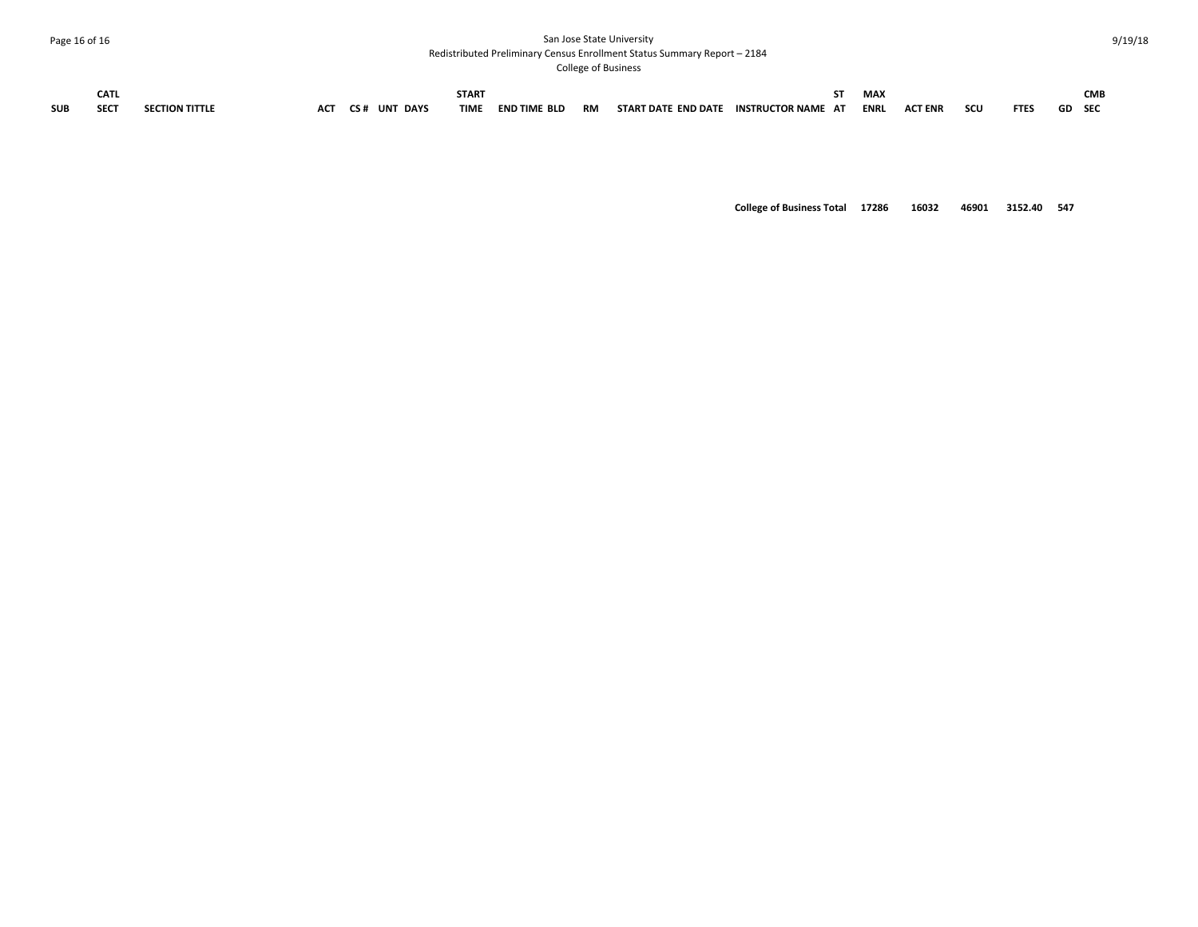| SUB | CATL SECT | SECTION TITTLE | ACT | CS # | UNT | DAYS | START TIME | END TIME | BLD | RM | START DATE | END DATE | INSTRUCTOR NAME | ST AT | MAX ENRL | ACT ENR | SCU | FTES | GD | CMB SEC |
|---|---|---|---|---|---|---|---|---|---|---|---|---|---|---|---|---|---|---|---|---|
| | | | | | | | | | | | | | **College of Business Total** | | **17286** | **16032** | **46901** | **3152.40** | **547** | |